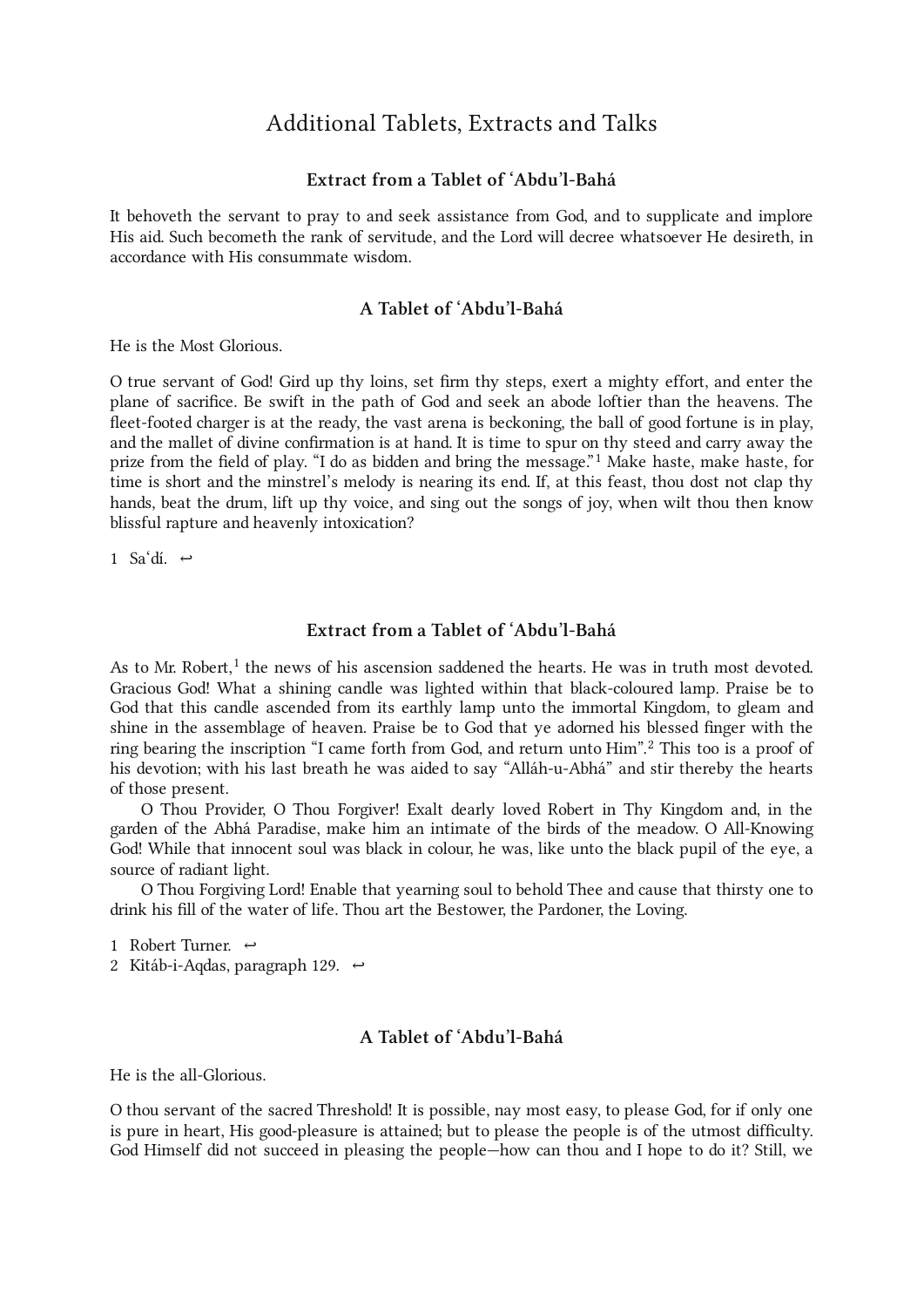# Additional Tablets, Extracts and Talks

### Extract from a Tablet of ‘Abdu’l-Bahá

It behoveth the servant to pray to and seek assistance from God, and to supplicate and implore His aid. Such becometh the rank of servitude, and the Lord will decree whatsoever He desireth, in accordance with His consummate wisdom.

### A Tablet of ‘Abdu’l-Bahá

He is the Most Glorious.

O true servant of God! Gird up thy loins, set firm thy steps, exert a mighty effort, and enter the plane of sacrifice. Be swift in the path of God and seek an abode loftier than the heavens. The fleet-footed charger is at the ready, the vast arena is beckoning, the ball of good fortune is in play, and the mallet of divine confirmation is at hand. It is time to spur on thy steed and carry away the prize from the field of play. “I do as bidden and bring the message.”[1] Make haste, make haste, for time is short and the minstrel’s melody is nearing its end. If, at this feast, thou dost not clap thy hands, beat the drum, lift up thy voice, and sing out the songs of joy, when wilt thou then know blissful rapture and heavenly intoxication?

1 Sa‘dí. ↩

### Extract from a Tablet of ‘Abdu’l-Bahá

As to Mr. Robert,[1] the news of his ascension saddened the hearts. He was in truth most devoted. Gracious God! What a shining candle was lighted within that black-coloured lamp. Praise be to God that this candle ascended from its earthly lamp unto the immortal Kingdom, to gleam and shine in the assemblage of heaven. Praise be to God that ye adorned his blessed finger with the ring bearing the inscription “I came forth from God, and return unto Him”.[2] This too is a proof of his devotion; with his last breath he was aided to say “Alláh-u-Abhá” and stir thereby the hearts of those present.

O Thou Provider, O Thou Forgiver! Exalt dearly loved Robert in Thy Kingdom and, in the garden of the Abhá Paradise, make him an intimate of the birds of the meadow. O All-Knowing God! While that innocent soul was black in colour, he was, like unto the black pupil of the eye, a source of radiant light.

O Thou Forgiving Lord! Enable that yearning soul to behold Thee and cause that thirsty one to drink his fill of the water of life. Thou art the Bestower, the Pardoner, the Loving.

1 Robert Turner. ↩
2 Kitáb-i-Aqdas, paragraph 129. ↩

### A Tablet of ‘Abdu’l-Bahá

He is the all-Glorious.

O thou servant of the sacred Threshold! It is possible, nay most easy, to please God, for if only one is pure in heart, His good-pleasure is attained; but to please the people is of the utmost difficulty. God Himself did not succeed in pleasing the people—how can thou and I hope to do it? Still, we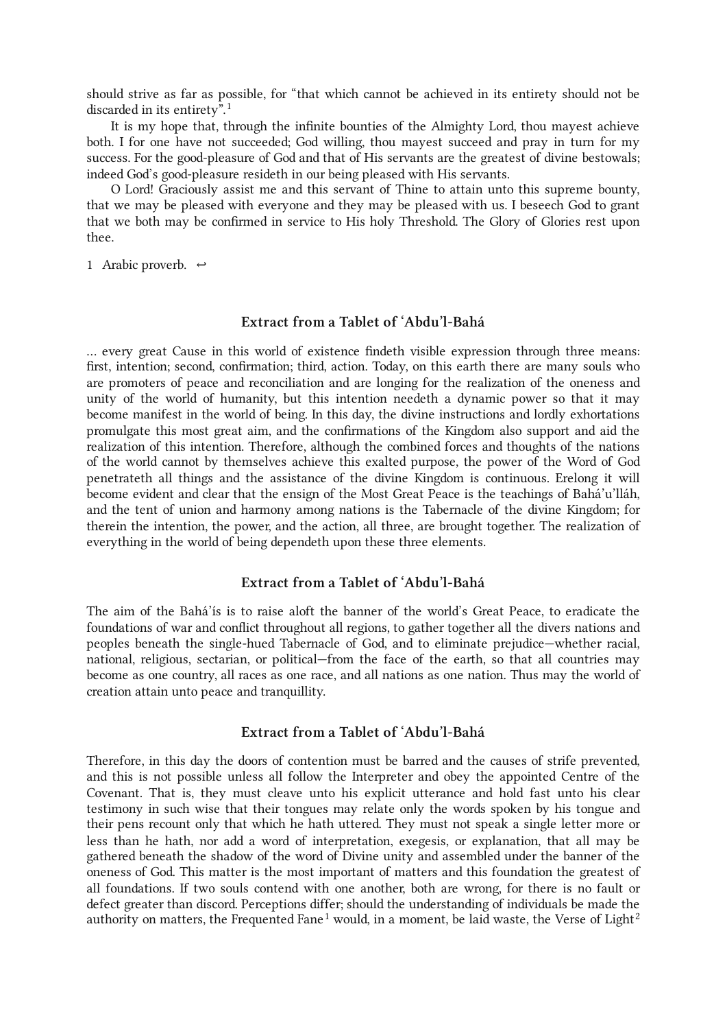should strive as far as possible, for "that which cannot be achieved in its entirety should not be discarded in its entirety".[1]

It is my hope that, through the infinite bounties of the Almighty Lord, thou mayest achieve both. I for one have not succeeded; God willing, thou mayest succeed and pray in turn for my success. For the good-pleasure of God and that of His servants are the greatest of divine bestowals; indeed God's good-pleasure resideth in our being pleased with His servants.

O Lord! Graciously assist me and this servant of Thine to attain unto this supreme bounty, that we may be pleased with everyone and they may be pleased with us. I beseech God to grant that we both may be confirmed in service to His holy Threshold. The Glory of Glories rest upon thee.

1 Arabic proverb. ↩

### Extract from a Tablet of 'Abdu'l-Bahá

… every great Cause in this world of existence findeth visible expression through three means: first, intention; second, confirmation; third, action. Today, on this earth there are many souls who are promoters of peace and reconciliation and are longing for the realization of the oneness and unity of the world of humanity, but this intention needeth a dynamic power so that it may become manifest in the world of being. In this day, the divine instructions and lordly exhortations promulgate this most great aim, and the confirmations of the Kingdom also support and aid the realization of this intention. Therefore, although the combined forces and thoughts of the nations of the world cannot by themselves achieve this exalted purpose, the power of the Word of God penetrateth all things and the assistance of the divine Kingdom is continuous. Erelong it will become evident and clear that the ensign of the Most Great Peace is the teachings of Bahá'u'lláh, and the tent of union and harmony among nations is the Tabernacle of the divine Kingdom; for therein the intention, the power, and the action, all three, are brought together. The realization of everything in the world of being dependeth upon these three elements.

### Extract from a Tablet of 'Abdu'l-Bahá

The aim of the Bahá'ís is to raise aloft the banner of the world's Great Peace, to eradicate the foundations of war and conflict throughout all regions, to gather together all the divers nations and peoples beneath the single-hued Tabernacle of God, and to eliminate prejudice—whether racial, national, religious, sectarian, or political—from the face of the earth, so that all countries may become as one country, all races as one race, and all nations as one nation. Thus may the world of creation attain unto peace and tranquillity.

### Extract from a Tablet of 'Abdu'l-Bahá

Therefore, in this day the doors of contention must be barred and the causes of strife prevented, and this is not possible unless all follow the Interpreter and obey the appointed Centre of the Covenant. That is, they must cleave unto his explicit utterance and hold fast unto his clear testimony in such wise that their tongues may relate only the words spoken by his tongue and their pens recount only that which he hath uttered. They must not speak a single letter more or less than he hath, nor add a word of interpretation, exegesis, or explanation, that all may be gathered beneath the shadow of the word of Divine unity and assembled under the banner of the oneness of God. This matter is the most important of matters and this foundation the greatest of all foundations. If two souls contend with one another, both are wrong, for there is no fault or defect greater than discord. Perceptions differ; should the understanding of individuals be made the authority on matters, the Frequented Fane[1] would, in a moment, be laid waste, the Verse of Light[2]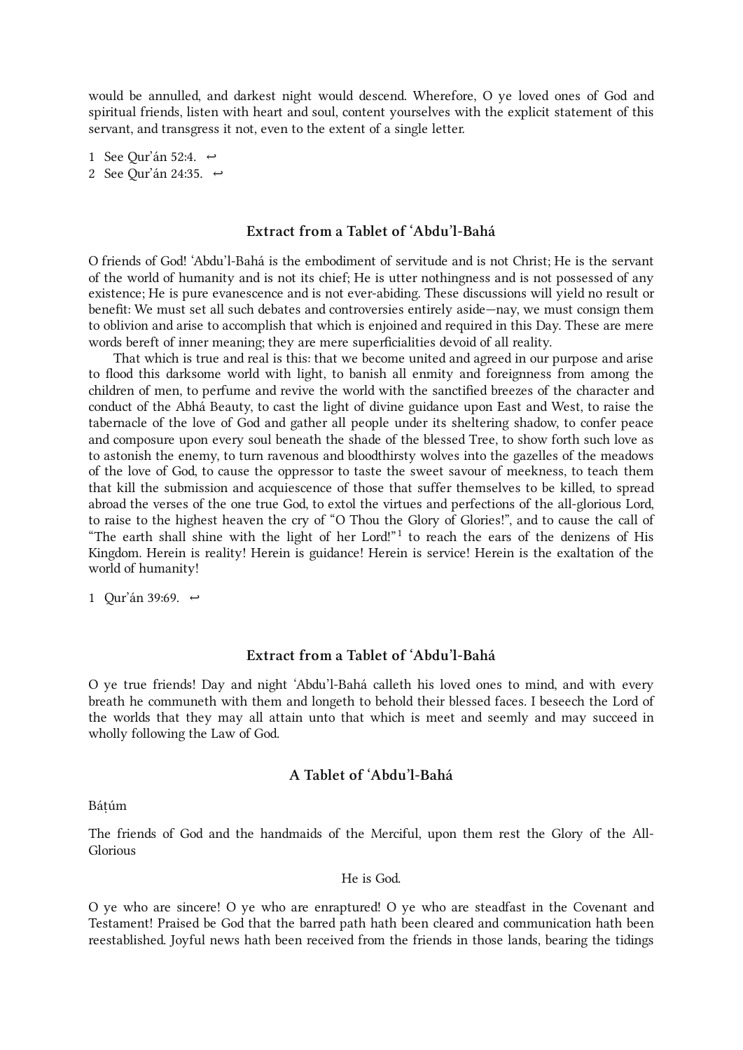would be annulled, and darkest night would descend. Wherefore, O ye loved ones of God and spiritual friends, listen with heart and soul, content yourselves with the explicit statement of this servant, and transgress it not, even to the extent of a single letter.

1 See Qur'án 52:4. ↩

2 See Qur'án 24:35. ↩

## Extract from a Tablet of ‘Abdu’l-Bahá

O friends of God! ‘Abdu’l-Bahá is the embodiment of servitude and is not Christ; He is the servant of the world of humanity and is not its chief; He is utter nothingness and is not possessed of any existence; He is pure evanescence and is not ever-abiding. These discussions will yield no result or benefit: We must set all such debates and controversies entirely aside—nay, we must consign them to oblivion and arise to accomplish that which is enjoined and required in this Day. These are mere words bereft of inner meaning; they are mere superficialities devoid of all reality.

That which is true and real is this: that we become united and agreed in our purpose and arise to flood this darksome world with light, to banish all enmity and foreignness from among the children of men, to perfume and revive the world with the sanctified breezes of the character and conduct of the Abhá Beauty, to cast the light of divine guidance upon East and West, to raise the tabernacle of the love of God and gather all people under its sheltering shadow, to confer peace and composure upon every soul beneath the shade of the blessed Tree, to show forth such love as to astonish the enemy, to turn ravenous and bloodthirsty wolves into the gazelles of the meadows of the love of God, to cause the oppressor to taste the sweet savour of meekness, to teach them that kill the submission and acquiescence of those that suffer themselves to be killed, to spread abroad the verses of the one true God, to extol the virtues and perfections of the all-glorious Lord, to raise to the highest heaven the cry of “O Thou the Glory of Glories!”, and to cause the call of “The earth shall shine with the light of her Lord!”[1] to reach the ears of the denizens of His Kingdom. Herein is reality! Herein is guidance! Herein is service! Herein is the exaltation of the world of humanity!

1 Qur'án 39:69. ↩

## Extract from a Tablet of ‘Abdu’l-Bahá

O ye true friends! Day and night ‘Abdu’l-Bahá calleth his loved ones to mind, and with every breath he communeth with them and longeth to behold their blessed faces. I beseech the Lord of the worlds that they may all attain unto that which is meet and seemly and may succeed in wholly following the Law of God.

## A Tablet of ‘Abdu’l-Bahá

Báṭúm

The friends of God and the handmaids of the Merciful, upon them rest the Glory of the All-Glorious

He is God.

O ye who are sincere! O ye who are enraptured! O ye who are steadfast in the Covenant and Testament! Praised be God that the barred path hath been cleared and communication hath been reestablished. Joyful news hath been received from the friends in those lands, bearing the tidings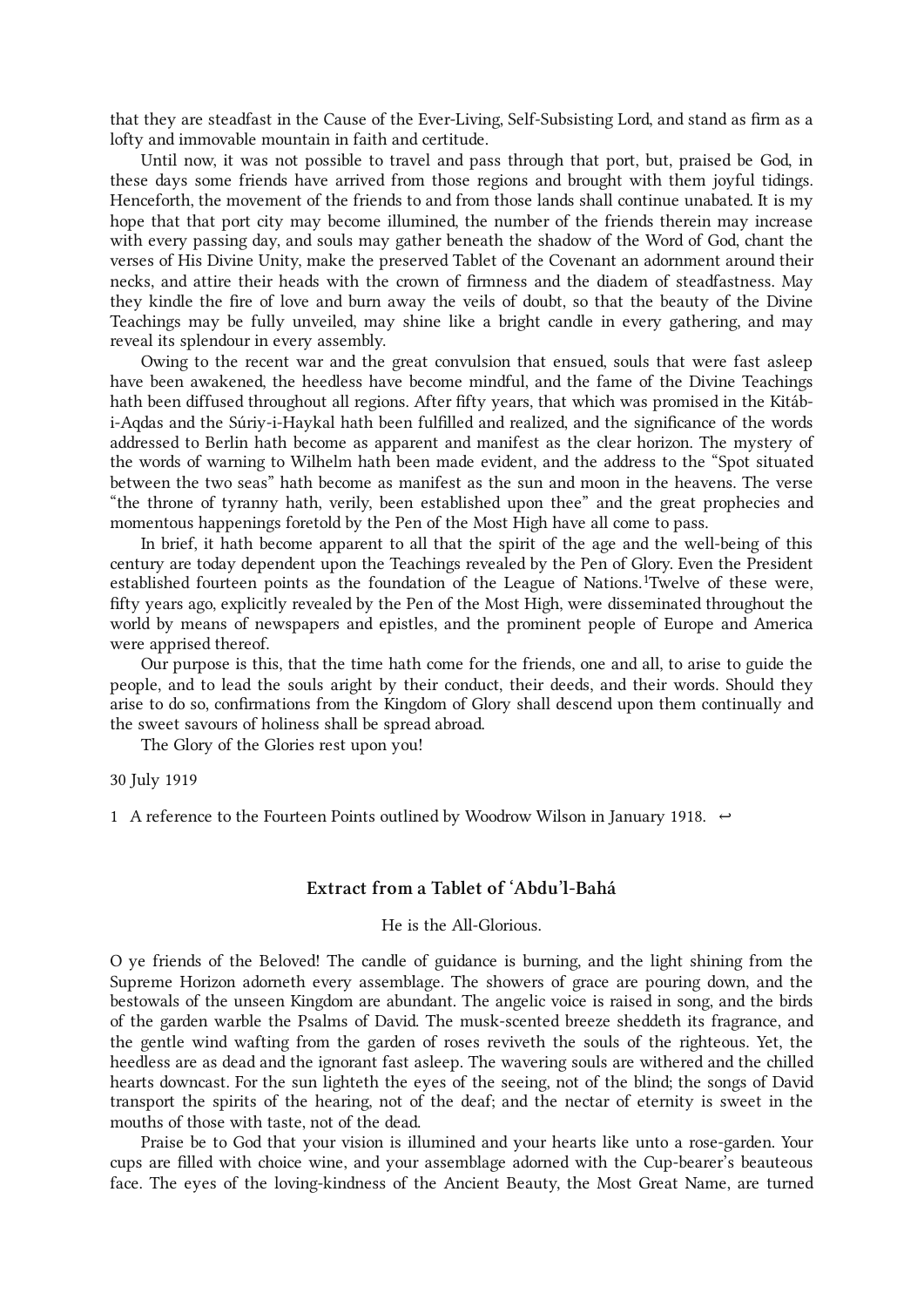that they are steadfast in the Cause of the Ever-Living, Self-Subsisting Lord, and stand as firm as a lofty and immovable mountain in faith and certitude.

Until now, it was not possible to travel and pass through that port, but, praised be God, in these days some friends have arrived from those regions and brought with them joyful tidings. Henceforth, the movement of the friends to and from those lands shall continue unabated. It is my hope that that port city may become illumined, the number of the friends therein may increase with every passing day, and souls may gather beneath the shadow of the Word of God, chant the verses of His Divine Unity, make the preserved Tablet of the Covenant an adornment around their necks, and attire their heads with the crown of firmness and the diadem of steadfastness. May they kindle the fire of love and burn away the veils of doubt, so that the beauty of the Divine Teachings may be fully unveiled, may shine like a bright candle in every gathering, and may reveal its splendour in every assembly.

Owing to the recent war and the great convulsion that ensued, souls that were fast asleep have been awakened, the heedless have become mindful, and the fame of the Divine Teachings hath been diffused throughout all regions. After fifty years, that which was promised in the Kitáb-i-Aqdas and the Súriy-i-Haykal hath been fulfilled and realized, and the significance of the words addressed to Berlin hath become as apparent and manifest as the clear horizon. The mystery of the words of warning to Wilhelm hath been made evident, and the address to the "Spot situated between the two seas" hath become as manifest as the sun and moon in the heavens. The verse "the throne of tyranny hath, verily, been established upon thee" and the great prophecies and momentous happenings foretold by the Pen of the Most High have all come to pass.

In brief, it hath become apparent to all that the spirit of the age and the well-being of this century are today dependent upon the Teachings revealed by the Pen of Glory. Even the President established fourteen points as the foundation of the League of Nations.[1] Twelve of these were, fifty years ago, explicitly revealed by the Pen of the Most High, were disseminated throughout the world by means of newspapers and epistles, and the prominent people of Europe and America were apprised thereof.

Our purpose is this, that the time hath come for the friends, one and all, to arise to guide the people, and to lead the souls aright by their conduct, their deeds, and their words. Should they arise to do so, confirmations from the Kingdom of Glory shall descend upon them continually and the sweet savours of holiness shall be spread abroad.

The Glory of the Glories rest upon you!

30 July 1919

1 A reference to the Fourteen Points outlined by Woodrow Wilson in January 1918. ↩

### Extract from a Tablet of ‘Abdu’l-Bahá

He is the All-Glorious.

O ye friends of the Beloved! The candle of guidance is burning, and the light shining from the Supreme Horizon adorneth every assemblage. The showers of grace are pouring down, and the bestowals of the unseen Kingdom are abundant. The angelic voice is raised in song, and the birds of the garden warble the Psalms of David. The musk-scented breeze sheddeth its fragrance, and the gentle wind wafting from the garden of roses reviveth the souls of the righteous. Yet, the heedless are as dead and the ignorant fast asleep. The wavering souls are withered and the chilled hearts downcast. For the sun lighteth the eyes of the seeing, not of the blind; the songs of David transport the spirits of the hearing, not of the deaf; and the nectar of eternity is sweet in the mouths of those with taste, not of the dead.

Praise be to God that your vision is illumined and your hearts like unto a rose-garden. Your cups are filled with choice wine, and your assemblage adorned with the Cup-bearer's beauteous face. The eyes of the loving-kindness of the Ancient Beauty, the Most Great Name, are turned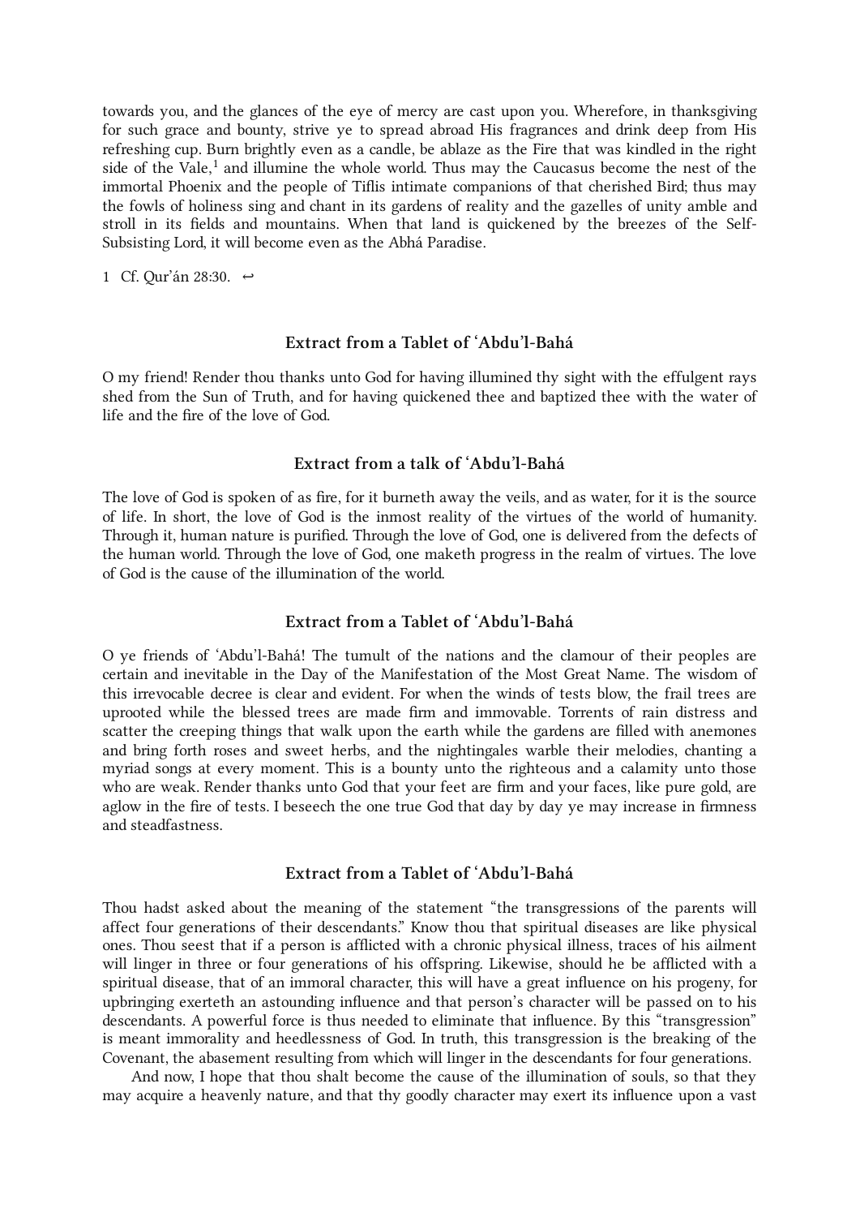towards you, and the glances of the eye of mercy are cast upon you. Wherefore, in thanksgiving for such grace and bounty, strive ye to spread abroad His fragrances and drink deep from His refreshing cup. Burn brightly even as a candle, be ablaze as the Fire that was kindled in the right side of the Vale,[1] and illumine the whole world. Thus may the Caucasus become the nest of the immortal Phoenix and the people of Tiflis intimate companions of that cherished Bird; thus may the fowls of holiness sing and chant in its gardens of reality and the gazelles of unity amble and stroll in its fields and mountains. When that land is quickened by the breezes of the Self-Subsisting Lord, it will become even as the Abhá Paradise.

1 Cf. Qur'án 28:30. ↩

### Extract from a Tablet of ʻAbdu'l-Bahá

O my friend! Render thou thanks unto God for having illumined thy sight with the effulgent rays shed from the Sun of Truth, and for having quickened thee and baptized thee with the water of life and the fire of the love of God.

### Extract from a talk of ʻAbdu'l-Bahá

The love of God is spoken of as fire, for it burneth away the veils, and as water, for it is the source of life. In short, the love of God is the inmost reality of the virtues of the world of humanity. Through it, human nature is purified. Through the love of God, one is delivered from the defects of the human world. Through the love of God, one maketh progress in the realm of virtues. The love of God is the cause of the illumination of the world.

### Extract from a Tablet of ʻAbdu'l-Bahá

O ye friends of ʻAbdu'l-Bahá! The tumult of the nations and the clamour of their peoples are certain and inevitable in the Day of the Manifestation of the Most Great Name. The wisdom of this irrevocable decree is clear and evident. For when the winds of tests blow, the frail trees are uprooted while the blessed trees are made firm and immovable. Torrents of rain distress and scatter the creeping things that walk upon the earth while the gardens are filled with anemones and bring forth roses and sweet herbs, and the nightingales warble their melodies, chanting a myriad songs at every moment. This is a bounty unto the righteous and a calamity unto those who are weak. Render thanks unto God that your feet are firm and your faces, like pure gold, are aglow in the fire of tests. I beseech the one true God that day by day ye may increase in firmness and steadfastness.

### Extract from a Tablet of ʻAbdu'l-Bahá

Thou hadst asked about the meaning of the statement "the transgressions of the parents will affect four generations of their descendants." Know thou that spiritual diseases are like physical ones. Thou seest that if a person is afflicted with a chronic physical illness, traces of his ailment will linger in three or four generations of his offspring. Likewise, should he be afflicted with a spiritual disease, that of an immoral character, this will have a great influence on his progeny, for upbringing exerteth an astounding influence and that person's character will be passed on to his descendants. A powerful force is thus needed to eliminate that influence. By this "transgression" is meant immorality and heedlessness of God. In truth, this transgression is the breaking of the Covenant, the abasement resulting from which will linger in the descendants for four generations.

And now, I hope that thou shalt become the cause of the illumination of souls, so that they may acquire a heavenly nature, and that thy goodly character may exert its influence upon a vast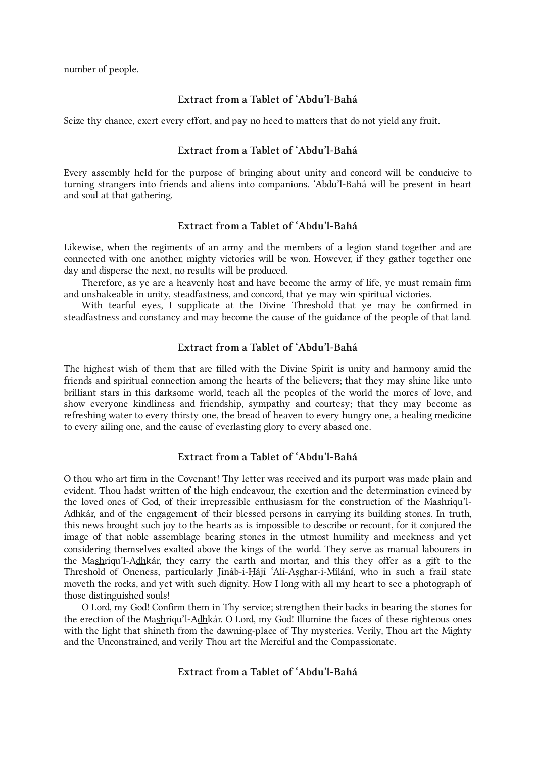number of people.

### Extract from a Tablet of ʻAbdu'l-Bahá

Seize thy chance, exert every effort, and pay no heed to matters that do not yield any fruit.

### Extract from a Tablet of ʻAbdu'l-Bahá

Every assembly held for the purpose of bringing about unity and concord will be conducive to turning strangers into friends and aliens into companions. ʻAbdu'l-Bahá will be present in heart and soul at that gathering.

### Extract from a Tablet of ʻAbdu'l-Bahá

Likewise, when the regiments of an army and the members of a legion stand together and are connected with one another, mighty victories will be won. However, if they gather together one day and disperse the next, no results will be produced.

Therefore, as ye are a heavenly host and have become the army of life, ye must remain firm and unshakeable in unity, steadfastness, and concord, that ye may win spiritual victories.

With tearful eyes, I supplicate at the Divine Threshold that ye may be confirmed in steadfastness and constancy and may become the cause of the guidance of the people of that land.

### Extract from a Tablet of ʻAbdu'l-Bahá

The highest wish of them that are filled with the Divine Spirit is unity and harmony amid the friends and spiritual connection among the hearts of the believers; that they may shine like unto brilliant stars in this darksome world, teach all the peoples of the world the mores of love, and show everyone kindliness and friendship, sympathy and courtesy; that they may become as refreshing water to every thirsty one, the bread of heaven to every hungry one, a healing medicine to every ailing one, and the cause of everlasting glory to every abased one.

### Extract from a Tablet of ʻAbdu'l-Bahá

O thou who art firm in the Covenant! Thy letter was received and its purport was made plain and evident. Thou hadst written of the high endeavour, the exertion and the determination evinced by the loved ones of God, of their irrepressible enthusiasm for the construction of the Ma<u>sh</u>riqu'l-A<u>dh</u>kár, and of the engagement of their blessed persons in carrying its building stones. In truth, this news brought such joy to the hearts as is impossible to describe or recount, for it conjured the image of that noble assemblage bearing stones in the utmost humility and meekness and yet considering themselves exalted above the kings of the world. They serve as manual labourers in the Ma<u>sh</u>riqu'l-A<u>dh</u>kár, they carry the earth and mortar, and this they offer as a gift to the Threshold of Oneness, particularly Jináb-i-Ḥájí ʻAlí-Aṣghar-i-Mílání, who in such a frail state moveth the rocks, and yet with such dignity. How I long with all my heart to see a photograph of those distinguished souls!

O Lord, my God! Confirm them in Thy service; strengthen their backs in bearing the stones for the erection of the Ma<u>sh</u>riqu'l-A<u>dh</u>kár. O Lord, my God! Illumine the faces of these righteous ones with the light that shineth from the dawning-place of Thy mysteries. Verily, Thou art the Mighty and the Unconstrained, and verily Thou art the Merciful and the Compassionate.

### Extract from a Tablet of ʻAbdu'l-Bahá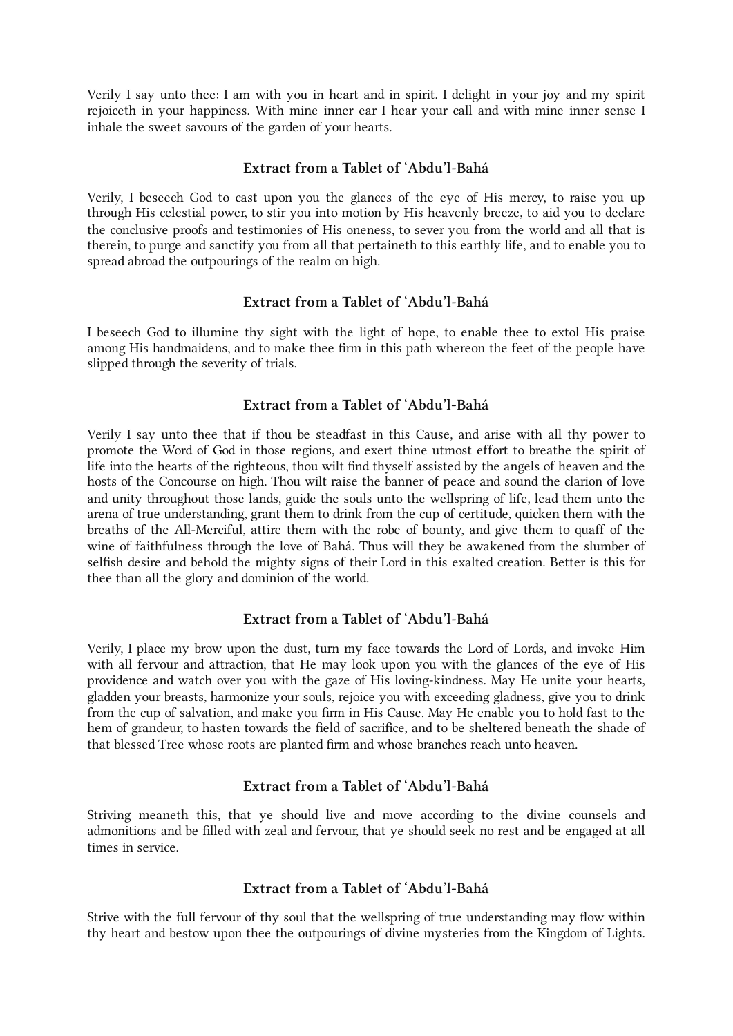Verily I say unto thee: I am with you in heart and in spirit. I delight in your joy and my spirit rejoiceth in your happiness. With mine inner ear I hear your call and with mine inner sense I inhale the sweet savours of the garden of your hearts.

### Extract from a Tablet of ‘Abdu’l-Bahá

Verily, I beseech God to cast upon you the glances of the eye of His mercy, to raise you up through His celestial power, to stir you into motion by His heavenly breeze, to aid you to declare the conclusive proofs and testimonies of His oneness, to sever you from the world and all that is therein, to purge and sanctify you from all that pertaineth to this earthly life, and to enable you to spread abroad the outpourings of the realm on high.

### Extract from a Tablet of ‘Abdu’l-Bahá

I beseech God to illumine thy sight with the light of hope, to enable thee to extol His praise among His handmaidens, and to make thee firm in this path whereon the feet of the people have slipped through the severity of trials.

### Extract from a Tablet of ‘Abdu’l-Bahá

Verily I say unto thee that if thou be steadfast in this Cause, and arise with all thy power to promote the Word of God in those regions, and exert thine utmost effort to breathe the spirit of life into the hearts of the righteous, thou wilt find thyself assisted by the angels of heaven and the hosts of the Concourse on high. Thou wilt raise the banner of peace and sound the clarion of love and unity throughout those lands, guide the souls unto the wellspring of life, lead them unto the arena of true understanding, grant them to drink from the cup of certitude, quicken them with the breaths of the All-Merciful, attire them with the robe of bounty, and give them to quaff of the wine of faithfulness through the love of Bahá. Thus will they be awakened from the slumber of selfish desire and behold the mighty signs of their Lord in this exalted creation. Better is this for thee than all the glory and dominion of the world.

### Extract from a Tablet of ‘Abdu’l-Bahá

Verily, I place my brow upon the dust, turn my face towards the Lord of Lords, and invoke Him with all fervour and attraction, that He may look upon you with the glances of the eye of His providence and watch over you with the gaze of His loving-kindness. May He unite your hearts, gladden your breasts, harmonize your souls, rejoice you with exceeding gladness, give you to drink from the cup of salvation, and make you firm in His Cause. May He enable you to hold fast to the hem of grandeur, to hasten towards the field of sacrifice, and to be sheltered beneath the shade of that blessed Tree whose roots are planted firm and whose branches reach unto heaven.

### Extract from a Tablet of ‘Abdu’l-Bahá

Striving meaneth this, that ye should live and move according to the divine counsels and admonitions and be filled with zeal and fervour, that ye should seek no rest and be engaged at all times in service.

### Extract from a Tablet of ‘Abdu’l-Bahá

Strive with the full fervour of thy soul that the wellspring of true understanding may flow within thy heart and bestow upon thee the outpourings of divine mysteries from the Kingdom of Lights.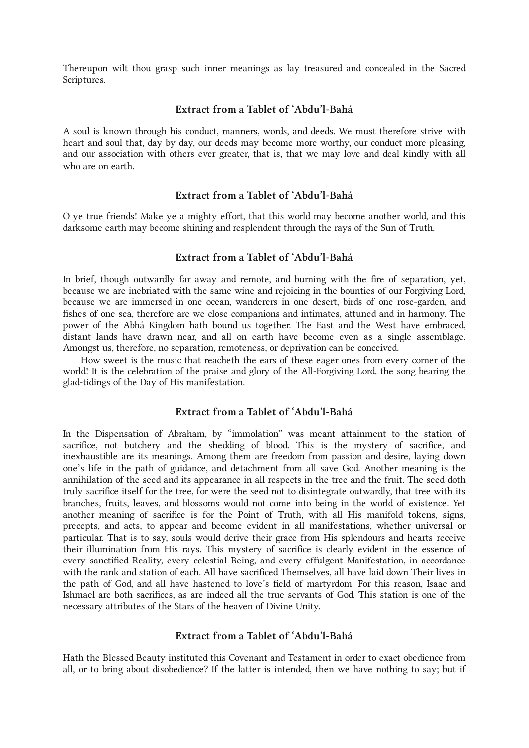Thereupon wilt thou grasp such inner meanings as lay treasured and concealed in the Sacred Scriptures.

### Extract from a Tablet of ‘Abdu’l-Bahá

A soul is known through his conduct, manners, words, and deeds. We must therefore strive with heart and soul that, day by day, our deeds may become more worthy, our conduct more pleasing, and our association with others ever greater, that is, that we may love and deal kindly with all who are on earth.

### Extract from a Tablet of ‘Abdu’l-Bahá

O ye true friends! Make ye a mighty effort, that this world may become another world, and this darksome earth may become shining and resplendent through the rays of the Sun of Truth.

### Extract from a Tablet of ‘Abdu’l-Bahá

In brief, though outwardly far away and remote, and burning with the fire of separation, yet, because we are inebriated with the same wine and rejoicing in the bounties of our Forgiving Lord, because we are immersed in one ocean, wanderers in one desert, birds of one rose-garden, and fishes of one sea, therefore are we close companions and intimates, attuned and in harmony. The power of the Abhá Kingdom hath bound us together. The East and the West have embraced, distant lands have drawn near, and all on earth have become even as a single assemblage. Amongst us, therefore, no separation, remoteness, or deprivation can be conceived.

How sweet is the music that reacheth the ears of these eager ones from every corner of the world! It is the celebration of the praise and glory of the All-Forgiving Lord, the song bearing the glad-tidings of the Day of His manifestation.

### Extract from a Tablet of ‘Abdu’l-Bahá

In the Dispensation of Abraham, by “immolation” was meant attainment to the station of sacrifice, not butchery and the shedding of blood. This is the mystery of sacrifice, and inexhaustible are its meanings. Among them are freedom from passion and desire, laying down one’s life in the path of guidance, and detachment from all save God. Another meaning is the annihilation of the seed and its appearance in all respects in the tree and the fruit. The seed doth truly sacrifice itself for the tree, for were the seed not to disintegrate outwardly, that tree with its branches, fruits, leaves, and blossoms would not come into being in the world of existence. Yet another meaning of sacrifice is for the Point of Truth, with all His manifold tokens, signs, precepts, and acts, to appear and become evident in all manifestations, whether universal or particular. That is to say, souls would derive their grace from His splendours and hearts receive their illumination from His rays. This mystery of sacrifice is clearly evident in the essence of every sanctified Reality, every celestial Being, and every effulgent Manifestation, in accordance with the rank and station of each. All have sacrificed Themselves, all have laid down Their lives in the path of God, and all have hastened to love’s field of martyrdom. For this reason, Isaac and Ishmael are both sacrifices, as are indeed all the true servants of God. This station is one of the necessary attributes of the Stars of the heaven of Divine Unity.

### Extract from a Tablet of ‘Abdu’l-Bahá

Hath the Blessed Beauty instituted this Covenant and Testament in order to exact obedience from all, or to bring about disobedience? If the latter is intended, then we have nothing to say; but if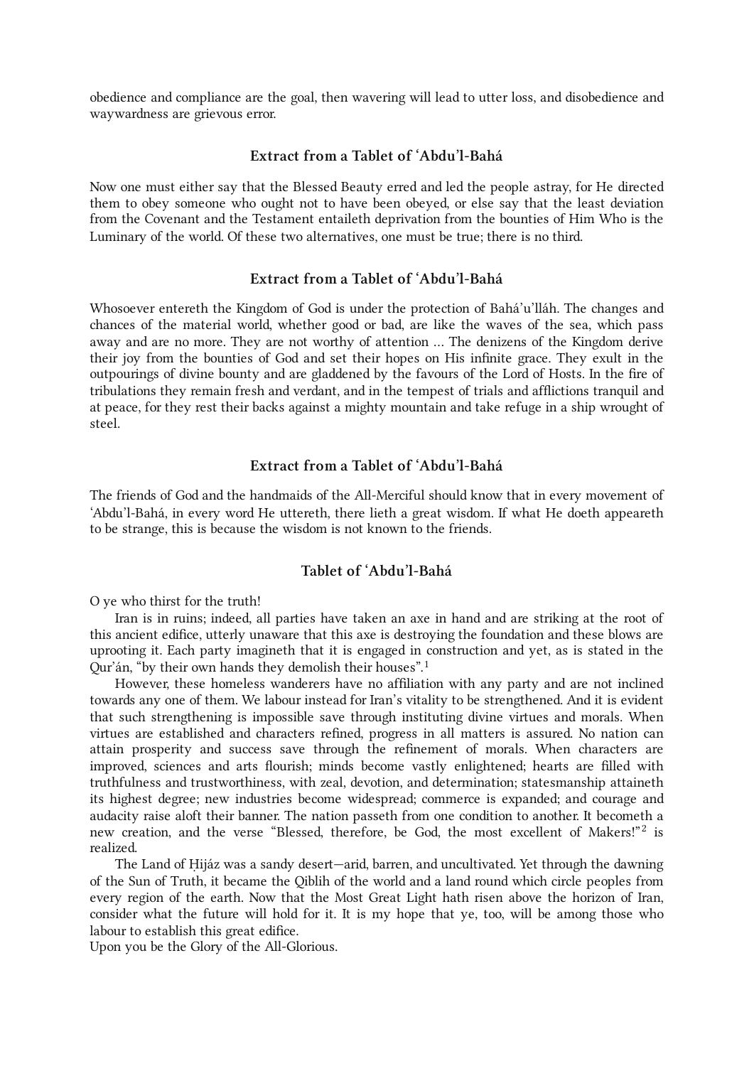obedience and compliance are the goal, then wavering will lead to utter loss, and disobedience and waywardness are grievous error.

### Extract from a Tablet of ʻAbdu’l-Bahá

Now one must either say that the Blessed Beauty erred and led the people astray, for He directed them to obey someone who ought not to have been obeyed, or else say that the least deviation from the Covenant and the Testament entaileth deprivation from the bounties of Him Who is the Luminary of the world. Of these two alternatives, one must be true; there is no third.

### Extract from a Tablet of ʻAbdu’l-Bahá

Whosoever entereth the Kingdom of God is under the protection of Bahá’u’lláh. The changes and chances of the material world, whether good or bad, are like the waves of the sea, which pass away and are no more. They are not worthy of attention … The denizens of the Kingdom derive their joy from the bounties of God and set their hopes on His infinite grace. They exult in the outpourings of divine bounty and are gladdened by the favours of the Lord of Hosts. In the fire of tribulations they remain fresh and verdant, and in the tempest of trials and afflictions tranquil and at peace, for they rest their backs against a mighty mountain and take refuge in a ship wrought of steel.

### Extract from a Tablet of ʻAbdu’l-Bahá

The friends of God and the handmaids of the All-Merciful should know that in every movement of ʻAbdu’l-Bahá, in every word He uttereth, there lieth a great wisdom. If what He doeth appeareth to be strange, this is because the wisdom is not known to the friends.

### Tablet of ʻAbdu’l-Bahá

O ye who thirst for the truth!

Iran is in ruins; indeed, all parties have taken an axe in hand and are striking at the root of this ancient edifice, utterly unaware that this axe is destroying the foundation and these blows are uprooting it. Each party imagineth that it is engaged in construction and yet, as is stated in the Qur’án, “by their own hands they demolish their houses”.[1]

However, these homeless wanderers have no affiliation with any party and are not inclined towards any one of them. We labour instead for Iran’s vitality to be strengthened. And it is evident that such strengthening is impossible save through instituting divine virtues and morals. When virtues are established and characters refined, progress in all matters is assured. No nation can attain prosperity and success save through the refinement of morals. When characters are improved, sciences and arts flourish; minds become vastly enlightened; hearts are filled with truthfulness and trustworthiness, with zeal, devotion, and determination; statesmanship attaineth its highest degree; new industries become widespread; commerce is expanded; and courage and audacity raise aloft their banner. The nation passeth from one condition to another. It becometh a new creation, and the verse “Blessed, therefore, be God, the most excellent of Makers!”[2] is realized.

The Land of Ḥijáz was a sandy desert—arid, barren, and uncultivated. Yet through the dawning of the Sun of Truth, it became the Qiblih of the world and a land round which circle peoples from every region of the earth. Now that the Most Great Light hath risen above the horizon of Iran, consider what the future will hold for it. It is my hope that ye, too, will be among those who labour to establish this great edifice.

Upon you be the Glory of the All-Glorious.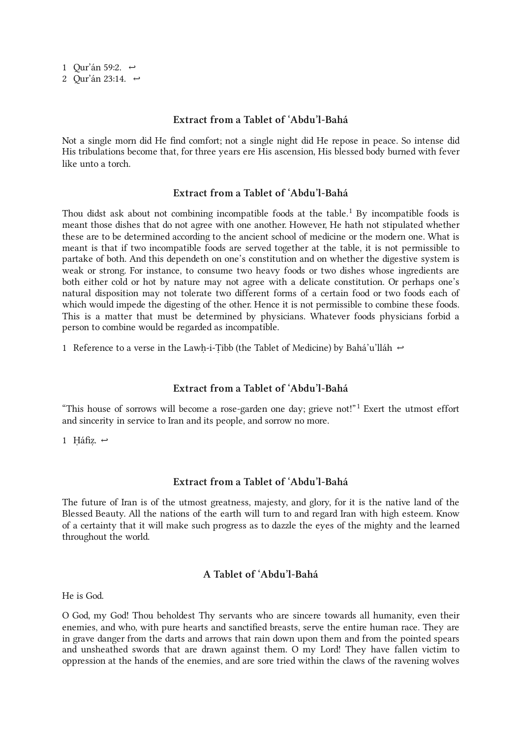1 Qur’án 59:2. ↩
2 Qur’án 23:14. ↩

### Extract from a Tablet of ‘Abdu’l-Bahá

Not a single morn did He find comfort; not a single night did He repose in peace. So intense did His tribulations become that, for three years ere His ascension, His blessed body burned with fever like unto a torch.

### Extract from a Tablet of ‘Abdu’l-Bahá

Thou didst ask about not combining incompatible foods at the table.[1] By incompatible foods is meant those dishes that do not agree with one another. However, He hath not stipulated whether these are to be determined according to the ancient school of medicine or the modern one. What is meant is that if two incompatible foods are served together at the table, it is not permissible to partake of both. And this dependeth on one’s constitution and on whether the digestive system is weak or strong. For instance, to consume two heavy foods or two dishes whose ingredients are both either cold or hot by nature may not agree with a delicate constitution. Or perhaps one’s natural disposition may not tolerate two different forms of a certain food or two foods each of which would impede the digesting of the other. Hence it is not permissible to combine these foods. This is a matter that must be determined by physicians. Whatever foods physicians forbid a person to combine would be regarded as incompatible.

1 Reference to a verse in the Lawḥ-i-Ṭibb (the Tablet of Medicine) by Bahá’u’lláh ↩

### Extract from a Tablet of ‘Abdu’l-Bahá

“This house of sorrows will become a rose-garden one day; grieve not!”[1] Exert the utmost effort and sincerity in service to Iran and its people, and sorrow no more.

1 Ḥáfiẓ. ↩

### Extract from a Tablet of ‘Abdu’l-Bahá

The future of Iran is of the utmost greatness, majesty, and glory, for it is the native land of the Blessed Beauty. All the nations of the earth will turn to and regard Iran with high esteem. Know of a certainty that it will make such progress as to dazzle the eyes of the mighty and the learned throughout the world.

### A Tablet of ‘Abdu’l-Bahá

He is God.

O God, my God! Thou beholdest Thy servants who are sincere towards all humanity, even their enemies, and who, with pure hearts and sanctified breasts, serve the entire human race. They are in grave danger from the darts and arrows that rain down upon them and from the pointed spears and unsheathed swords that are drawn against them. O my Lord! They have fallen victim to oppression at the hands of the enemies, and are sore tried within the claws of the ravening wolves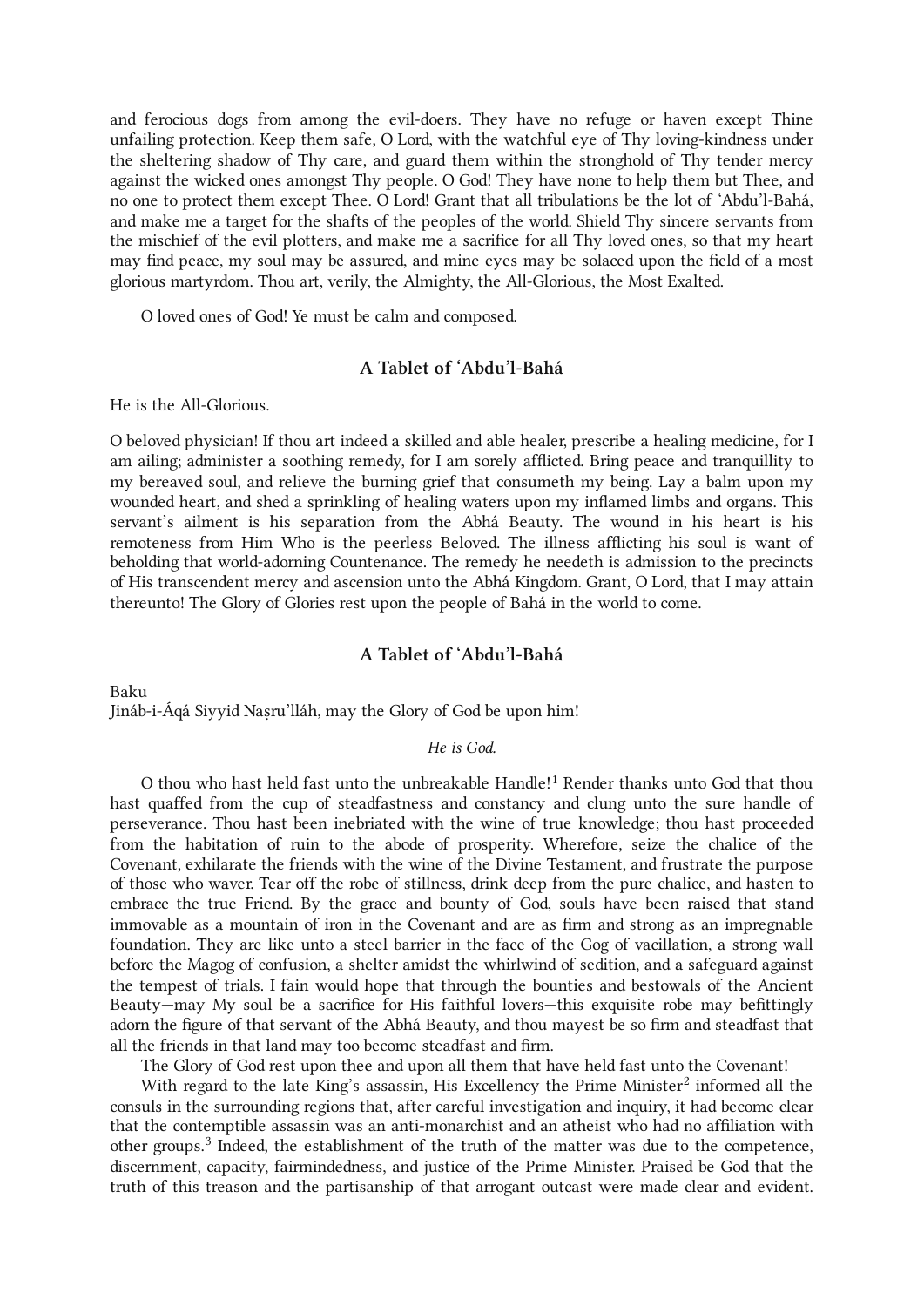and ferocious dogs from among the evil-doers. They have no refuge or haven except Thine unfailing protection. Keep them safe, O Lord, with the watchful eye of Thy loving-kindness under the sheltering shadow of Thy care, and guard them within the stronghold of Thy tender mercy against the wicked ones amongst Thy people. O God! They have none to help them but Thee, and no one to protect them except Thee. O Lord! Grant that all tribulations be the lot of ‘Abdu’l-Bahá, and make me a target for the shafts of the peoples of the world. Shield Thy sincere servants from the mischief of the evil plotters, and make me a sacrifice for all Thy loved ones, so that my heart may find peace, my soul may be assured, and mine eyes may be solaced upon the field of a most glorious martyrdom. Thou art, verily, the Almighty, the All-Glorious, the Most Exalted.

O loved ones of God! Ye must be calm and composed.

## A Tablet of ‘Abdu’l-Bahá

He is the All-Glorious.

O beloved physician! If thou art indeed a skilled and able healer, prescribe a healing medicine, for I am ailing; administer a soothing remedy, for I am sorely afflicted. Bring peace and tranquillity to my bereaved soul, and relieve the burning grief that consumeth my being. Lay a balm upon my wounded heart, and shed a sprinkling of healing waters upon my inflamed limbs and organs. This servant’s ailment is his separation from the Abhá Beauty. The wound in his heart is his remoteness from Him Who is the peerless Beloved. The illness afflicting his soul is want of beholding that world-adorning Countenance. The remedy he needeth is admission to the precincts of His transcendent mercy and ascension unto the Abhá Kingdom. Grant, O Lord, that I may attain thereunto! The Glory of Glories rest upon the people of Bahá in the world to come.

## A Tablet of ‘Abdu’l-Bahá

Baku
Jináb-i-Áqá Siyyid Naṣru’lláh, may the Glory of God be upon him!

*He is God.*

O thou who hast held fast unto the unbreakable Handle![1] Render thanks unto God that thou hast quaffed from the cup of steadfastness and constancy and clung unto the sure handle of perseverance. Thou hast been inebriated with the wine of true knowledge; thou hast proceeded from the habitation of ruin to the abode of prosperity. Wherefore, seize the chalice of the Covenant, exhilarate the friends with the wine of the Divine Testament, and frustrate the purpose of those who waver. Tear off the robe of stillness, drink deep from the pure chalice, and hasten to embrace the true Friend. By the grace and bounty of God, souls have been raised that stand immovable as a mountain of iron in the Covenant and are as firm and strong as an impregnable foundation. They are like unto a steel barrier in the face of the Gog of vacillation, a strong wall before the Magog of confusion, a shelter amidst the whirlwind of sedition, and a safeguard against the tempest of trials. I fain would hope that through the bounties and bestowals of the Ancient Beauty—may My soul be a sacrifice for His faithful lovers—this exquisite robe may befittingly adorn the figure of that servant of the Abhá Beauty, and thou mayest be so firm and steadfast that all the friends in that land may too become steadfast and firm.

The Glory of God rest upon thee and upon all them that have held fast unto the Covenant!

With regard to the late King’s assassin, His Excellency the Prime Minister[2] informed all the consuls in the surrounding regions that, after careful investigation and inquiry, it had become clear that the contemptible assassin was an anti-monarchist and an atheist who had no affiliation with other groups.[3] Indeed, the establishment of the truth of the matter was due to the competence, discernment, capacity, fairmindedness, and justice of the Prime Minister. Praised be God that the truth of this treason and the partisanship of that arrogant outcast were made clear and evident.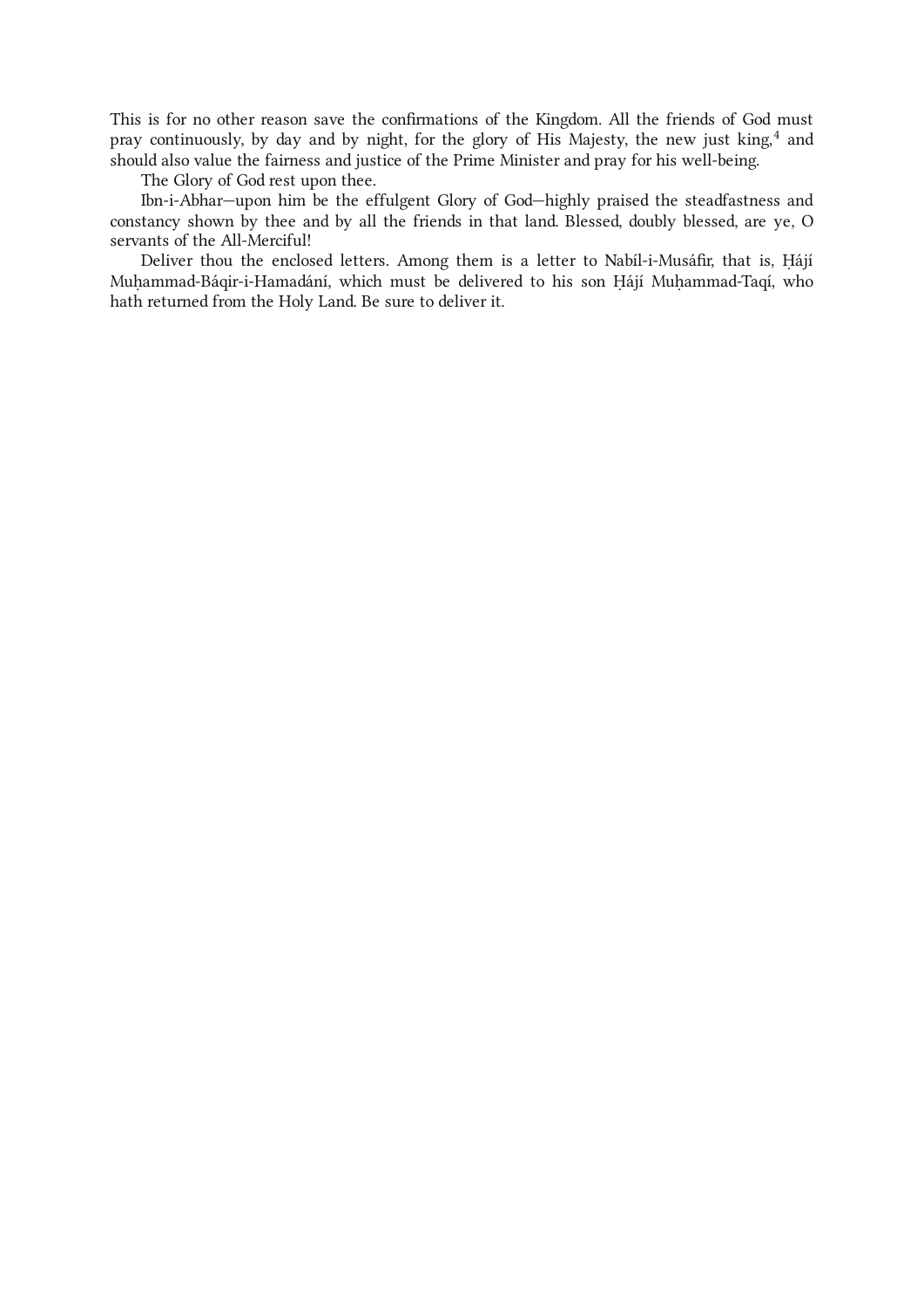This is for no other reason save the confirmations of the Kingdom. All the friends of God must pray continuously, by day and by night, for the glory of His Majesty, the new just king,[4] and should also value the fairness and justice of the Prime Minister and pray for his well-being.

The Glory of God rest upon thee.

Ibn-i-Abhar—upon him be the effulgent Glory of God—highly praised the steadfastness and constancy shown by thee and by all the friends in that land. Blessed, doubly blessed, are ye, O servants of the All-Merciful!

Deliver thou the enclosed letters. Among them is a letter to Nabíl-i-Musáfir, that is, Ḥájí Muḥammad-Báqir-i-Hamadání, which must be delivered to his son Ḥájí Muḥammad-Taqí, who hath returned from the Holy Land. Be sure to deliver it.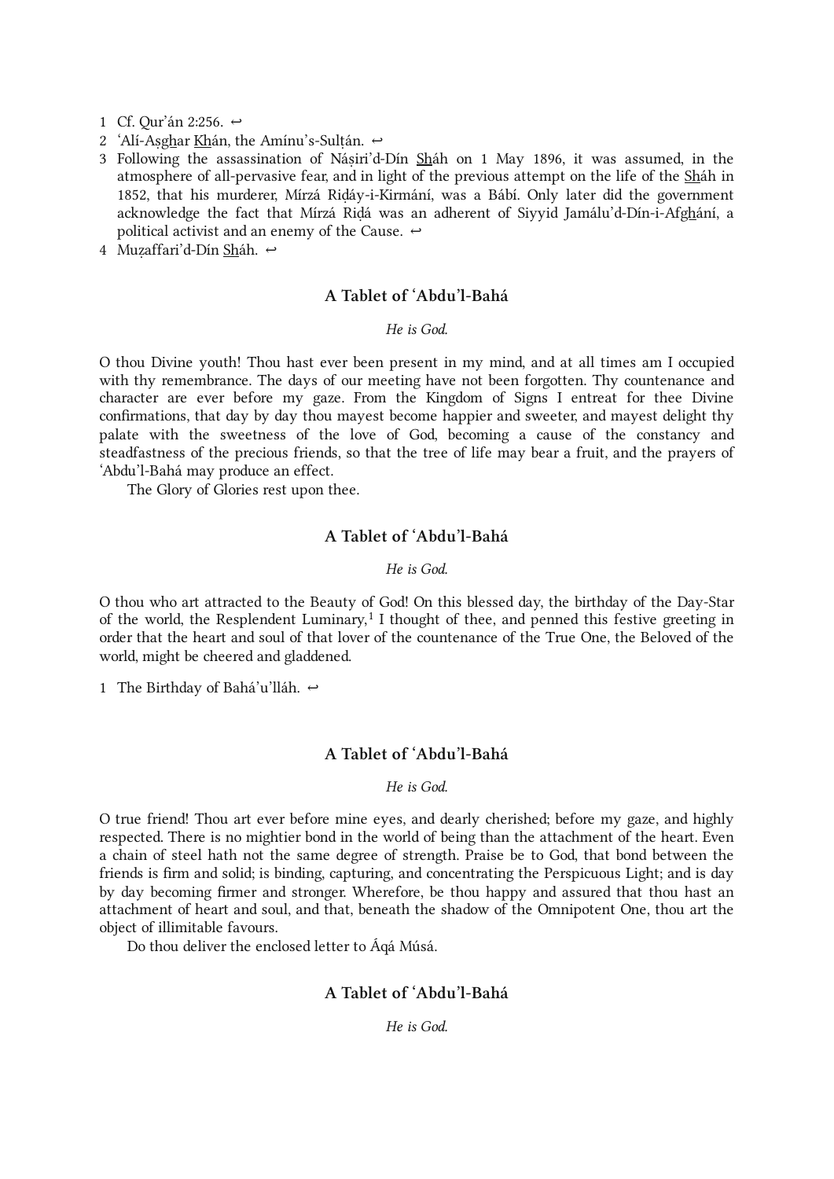1. Cf. Qur'án 2:256. ↩
2. 'Alí-Aṣghar Khán, the Amínu's-Sulṭán. ↩
3. Following the assassination of Náṣiri'd-Dín Sháh on 1 May 1896, it was assumed, in the atmosphere of all-pervasive fear, and in light of the previous attempt on the life of the Sháh in 1852, that his murderer, Mírzá Riḍáy-i-Kirmání, was a Bábí. Only later did the government acknowledge the fact that Mírzá Riḍá was an adherent of Siyyid Jamálu'd-Dín-i-Afghání, a political activist and an enemy of the Cause. ↩
4. Muẓaffari'd-Dín Sháh. ↩

### A Tablet of 'Abdu'l-Bahá

*He is God.*

O thou Divine youth! Thou hast ever been present in my mind, and at all times am I occupied with thy remembrance. The days of our meeting have not been forgotten. Thy countenance and character are ever before my gaze. From the Kingdom of Signs I entreat for thee Divine confirmations, that day by day thou mayest become happier and sweeter, and mayest delight thy palate with the sweetness of the love of God, becoming a cause of the constancy and steadfastness of the precious friends, so that the tree of life may bear a fruit, and the prayers of 'Abdu'l-Bahá may produce an effect.

The Glory of Glories rest upon thee.

### A Tablet of 'Abdu'l-Bahá

*He is God.*

O thou who art attracted to the Beauty of God! On this blessed day, the birthday of the Day-Star of the world, the Resplendent Luminary,[1] I thought of thee, and penned this festive greeting in order that the heart and soul of that lover of the countenance of the True One, the Beloved of the world, might be cheered and gladdened.

1. The Birthday of Bahá'u'lláh. ↩

### A Tablet of 'Abdu'l-Bahá

*He is God.*

O true friend! Thou art ever before mine eyes, and dearly cherished; before my gaze, and highly respected. There is no mightier bond in the world of being than the attachment of the heart. Even a chain of steel hath not the same degree of strength. Praise be to God, that bond between the friends is firm and solid; is binding, capturing, and concentrating the Perspicuous Light; and is day by day becoming firmer and stronger. Wherefore, be thou happy and assured that thou hast an attachment of heart and soul, and that, beneath the shadow of the Omnipotent One, thou art the object of illimitable favours.

Do thou deliver the enclosed letter to Áqá Músá.

### A Tablet of 'Abdu'l-Bahá

*He is God.*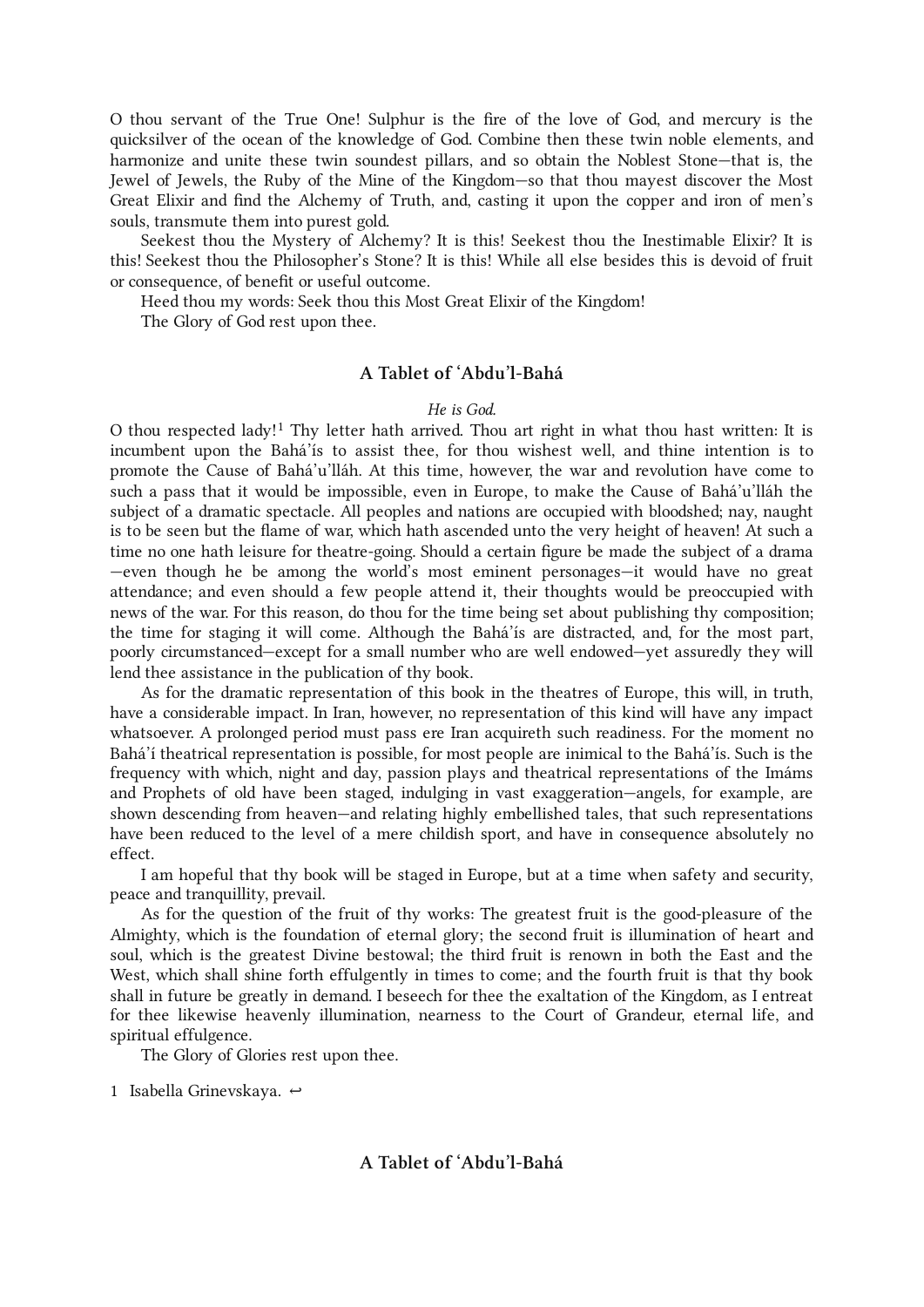O thou servant of the True One! Sulphur is the fire of the love of God, and mercury is the quicksilver of the ocean of the knowledge of God. Combine then these twin noble elements, and harmonize and unite these twin soundest pillars, and so obtain the Noblest Stone—that is, the Jewel of Jewels, the Ruby of the Mine of the Kingdom—so that thou mayest discover the Most Great Elixir and find the Alchemy of Truth, and, casting it upon the copper and iron of men's souls, transmute them into purest gold.

Seekest thou the Mystery of Alchemy? It is this! Seekest thou the Inestimable Elixir? It is this! Seekest thou the Philosopher's Stone? It is this! While all else besides this is devoid of fruit or consequence, of benefit or useful outcome.

Heed thou my words: Seek thou this Most Great Elixir of the Kingdom!

The Glory of God rest upon thee.

## A Tablet of ʻAbdu'l-Bahá

*He is God.*

O thou respected lady![1] Thy letter hath arrived. Thou art right in what thou hast written: It is incumbent upon the Bahá'ís to assist thee, for thou wishest well, and thine intention is to promote the Cause of Bahá'u'lláh. At this time, however, the war and revolution have come to such a pass that it would be impossible, even in Europe, to make the Cause of Bahá'u'lláh the subject of a dramatic spectacle. All peoples and nations are occupied with bloodshed; nay, naught is to be seen but the flame of war, which hath ascended unto the very height of heaven! At such a time no one hath leisure for theatre-going. Should a certain figure be made the subject of a drama—even though he be among the world's most eminent personages—it would have no great attendance; and even should a few people attend it, their thoughts would be preoccupied with news of the war. For this reason, do thou for the time being set about publishing thy composition; the time for staging it will come. Although the Bahá'ís are distracted, and, for the most part, poorly circumstanced—except for a small number who are well endowed—yet assuredly they will lend thee assistance in the publication of thy book.

As for the dramatic representation of this book in the theatres of Europe, this will, in truth, have a considerable impact. In Iran, however, no representation of this kind will have any impact whatsoever. A prolonged period must pass ere Iran acquireth such readiness. For the moment no Bahá'í theatrical representation is possible, for most people are inimical to the Bahá'ís. Such is the frequency with which, night and day, passion plays and theatrical representations of the Imáms and Prophets of old have been staged, indulging in vast exaggeration—angels, for example, are shown descending from heaven—and relating highly embellished tales, that such representations have been reduced to the level of a mere childish sport, and have in consequence absolutely no effect.

I am hopeful that thy book will be staged in Europe, but at a time when safety and security, peace and tranquillity, prevail.

As for the question of the fruit of thy works: The greatest fruit is the good-pleasure of the Almighty, which is the foundation of eternal glory; the second fruit is illumination of heart and soul, which is the greatest Divine bestowal; the third fruit is renown in both the East and the West, which shall shine forth effulgently in times to come; and the fourth fruit is that thy book shall in future be greatly in demand. I beseech for thee the exaltation of the Kingdom, as I entreat for thee likewise heavenly illumination, nearness to the Court of Grandeur, eternal life, and spiritual effulgence.

The Glory of Glories rest upon thee.

[1] Isabella Grinevskaya. ↩

## A Tablet of ʻAbdu'l-Bahá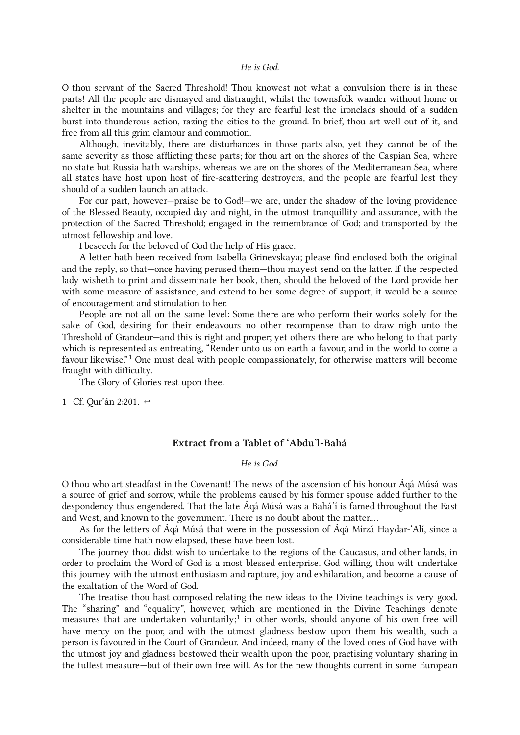*He is God.*

O thou servant of the Sacred Threshold! Thou knowest not what a convulsion there is in these parts! All the people are dismayed and distraught, whilst the townsfolk wander without home or shelter in the mountains and villages; for they are fearful lest the ironclads should of a sudden burst into thunderous action, razing the cities to the ground. In brief, thou art well out of it, and free from all this grim clamour and commotion.

Although, inevitably, there are disturbances in those parts also, yet they cannot be of the same severity as those afflicting these parts; for thou art on the shores of the Caspian Sea, where no state but Russia hath warships, whereas we are on the shores of the Mediterranean Sea, where all states have host upon host of fire-scattering destroyers, and the people are fearful lest they should of a sudden launch an attack.

For our part, however—praise be to God!—we are, under the shadow of the loving providence of the Blessed Beauty, occupied day and night, in the utmost tranquillity and assurance, with the protection of the Sacred Threshold; engaged in the remembrance of God; and transported by the utmost fellowship and love.

I beseech for the beloved of God the help of His grace.

A letter hath been received from Isabella Grinevskaya; please find enclosed both the original and the reply, so that—once having perused them—thou mayest send on the latter. If the respected lady wisheth to print and disseminate her book, then, should the beloved of the Lord provide her with some measure of assistance, and extend to her some degree of support, it would be a source of encouragement and stimulation to her.

People are not all on the same level: Some there are who perform their works solely for the sake of God, desiring for their endeavours no other recompense than to draw nigh unto the Threshold of Grandeur—and this is right and proper; yet others there are who belong to that party which is represented as entreating, “Render unto us on earth a favour, and in the world to come a favour likewise.”[1] One must deal with people compassionately, for otherwise matters will become fraught with difficulty.

The Glory of Glories rest upon thee.

1 Cf. Qur’án 2:201. ↩

### Extract from a Tablet of ‘Abdu’l-Bahá

*He is God.*

O thou who art steadfast in the Covenant! The news of the ascension of his honour Áqá Músá was a source of grief and sorrow, while the problems caused by his former spouse added further to the despondency thus engendered. That the late Áqá Músá was a Bahá’í is famed throughout the East and West, and known to the government. There is no doubt about the matter.…

As for the letters of Áqá Músá that were in the possession of Áqá Mírzá Haydar-‘Alí, since a considerable time hath now elapsed, these have been lost.

The journey thou didst wish to undertake to the regions of the Caucasus, and other lands, in order to proclaim the Word of God is a most blessed enterprise. God willing, thou wilt undertake this journey with the utmost enthusiasm and rapture, joy and exhilaration, and become a cause of the exaltation of the Word of God.

The treatise thou hast composed relating the new ideas to the Divine teachings is very good. The “sharing” and “equality”, however, which are mentioned in the Divine Teachings denote measures that are undertaken voluntarily;[1] in other words, should anyone of his own free will have mercy on the poor, and with the utmost gladness bestow upon them his wealth, such a person is favoured in the Court of Grandeur. And indeed, many of the loved ones of God have with the utmost joy and gladness bestowed their wealth upon the poor, practising voluntary sharing in the fullest measure—but of their own free will. As for the new thoughts current in some European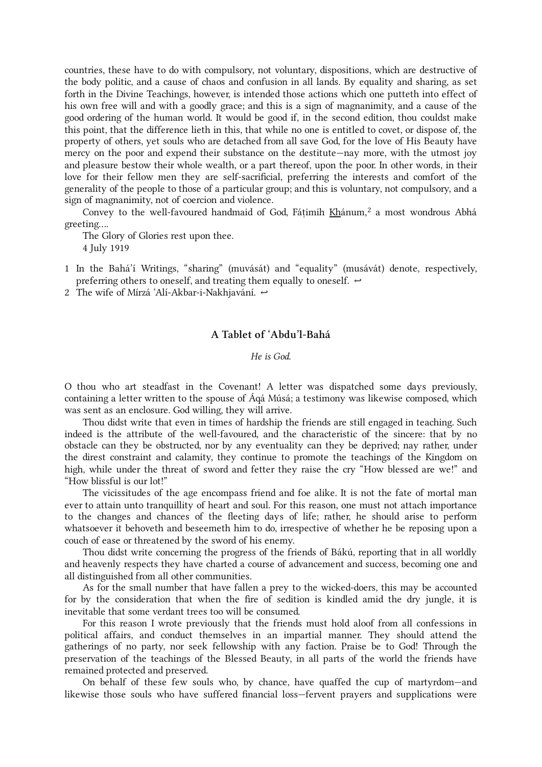countries, these have to do with compulsory, not voluntary, dispositions, which are destructive of the body politic, and a cause of chaos and confusion in all lands. By equality and sharing, as set forth in the Divine Teachings, however, is intended those actions which one putteth into effect of his own free will and with a goodly grace; and this is a sign of magnanimity, and a cause of the good ordering of the human world. It would be good if, in the second edition, thou couldst make this point, that the difference lieth in this, that while no one is entitled to covet, or dispose of, the property of others, yet souls who are detached from all save God, for the love of His Beauty have mercy on the poor and expend their substance on the destitute—nay more, with the utmost joy and pleasure bestow their whole wealth, or a part thereof, upon the poor. In other words, in their love for their fellow men they are self-sacrificial, preferring the interests and comfort of the generality of the people to those of a particular group; and this is voluntary, not compulsory, and a sign of magnanimity, not of coercion and violence.

Convey to the well-favoured handmaid of God, Fáṭimih Khánum,[2] a most wondrous Abhá greeting….

The Glory of Glories rest upon thee.

4 July 1919

1 In the Bahá'í Writings, "sharing" (muvására) and "equality" (musávát) denote, respectively, preferring others to oneself, and treating them equally to oneself. ↩

2 The wife of Mírzá 'Alí-Akbar-i-Nakhjavání. ↩

## A Tablet of 'Abdu'l-Bahá

*He is God.*

O thou who art steadfast in the Covenant! A letter was dispatched some days previously, containing a letter written to the spouse of Áqá Músá; a testimony was likewise composed, which was sent as an enclosure. God willing, they will arrive.

Thou didst write that even in times of hardship the friends are still engaged in teaching. Such indeed is the attribute of the well-favoured, and the characteristic of the sincere: that by no obstacle can they be obstructed, nor by any eventuality can they be deprived; nay rather, under the direst constraint and calamity, they continue to promote the teachings of the Kingdom on high, while under the threat of sword and fetter they raise the cry "How blessed are we!" and "How blissful is our lot!"

The vicissitudes of the age encompass friend and foe alike. It is not the fate of mortal man ever to attain unto tranquillity of heart and soul. For this reason, one must not attach importance to the changes and chances of the fleeting days of life; rather, he should arise to perform whatsoever it behoveth and beseemeth him to do, irrespective of whether he be reposing upon a couch of ease or threatened by the sword of his enemy.

Thou didst write concerning the progress of the friends of Bákú, reporting that in all worldly and heavenly respects they have charted a course of advancement and success, becoming one and all distinguished from all other communities.

As for the small number that have fallen a prey to the wicked-doers, this may be accounted for by the consideration that when the fire of sedition is kindled amid the dry jungle, it is inevitable that some verdant trees too will be consumed.

For this reason I wrote previously that the friends must hold aloof from all confessions in political affairs, and conduct themselves in an impartial manner. They should attend the gatherings of no party, nor seek fellowship with any faction. Praise be to God! Through the preservation of the teachings of the Blessed Beauty, in all parts of the world the friends have remained protected and preserved.

On behalf of these few souls who, by chance, have quaffed the cup of martyrdom—and likewise those souls who have suffered financial loss—fervent prayers and supplications were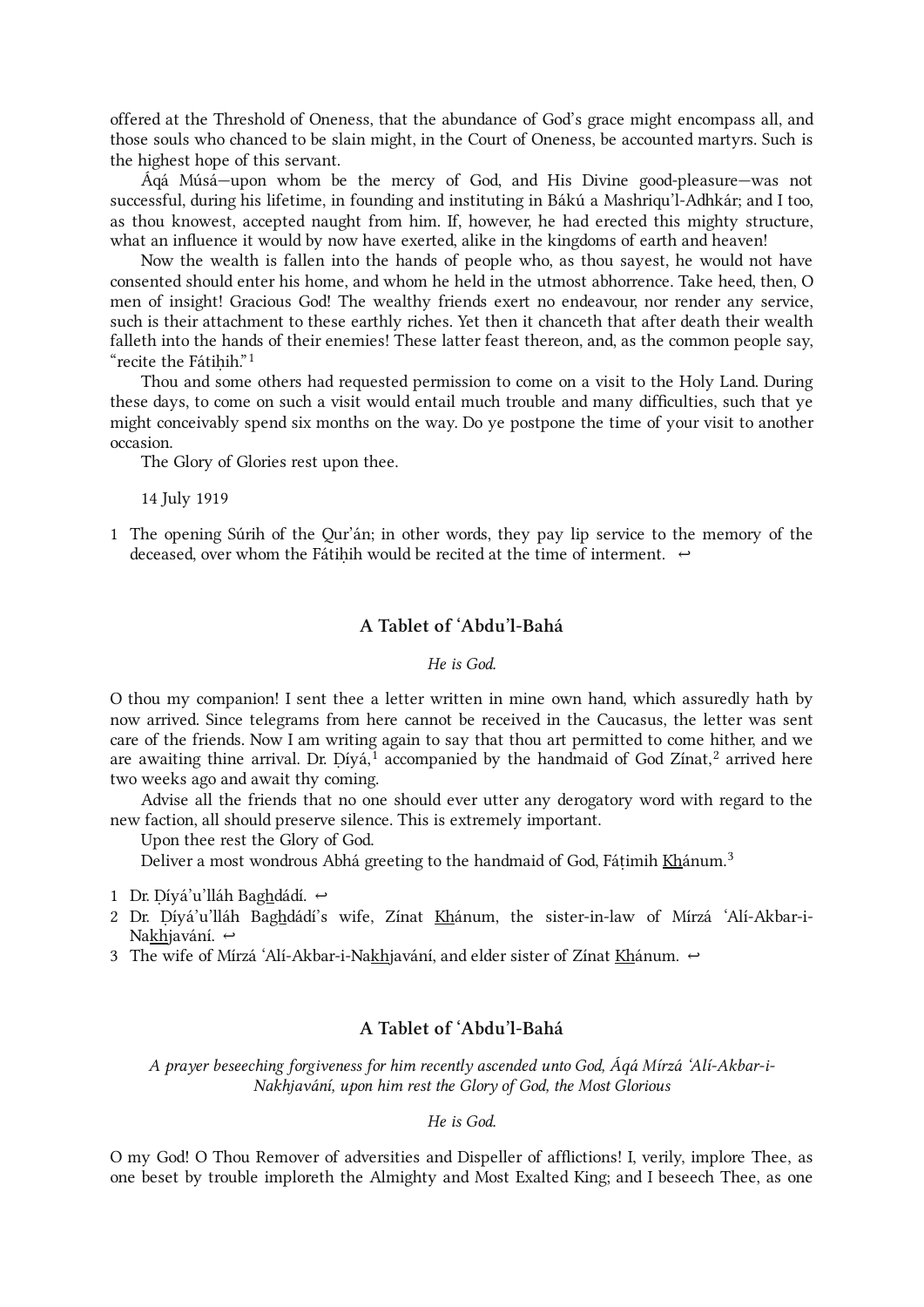offered at the Threshold of Oneness, that the abundance of God's grace might encompass all, and those souls who chanced to be slain might, in the Court of Oneness, be accounted martyrs. Such is the highest hope of this servant.

Áqá Músá—upon whom be the mercy of God, and His Divine good-pleasure—was not successful, during his lifetime, in founding and instituting in Bákú a Mashriqu'l-Adhkár; and I too, as thou knowest, accepted naught from him. If, however, he had erected this mighty structure, what an influence it would by now have exerted, alike in the kingdoms of earth and heaven!

Now the wealth is fallen into the hands of people who, as thou sayest, he would not have consented should enter his home, and whom he held in the utmost abhorrence. Take heed, then, O men of insight! Gracious God! The wealthy friends exert no endeavour, nor render any service, such is their attachment to these earthly riches. Yet then it chanceth that after death their wealth falleth into the hands of their enemies! These latter feast thereon, and, as the common people say, "recite the Fátiḥih."[1]

Thou and some others had requested permission to come on a visit to the Holy Land. During these days, to come on such a visit would entail much trouble and many difficulties, such that ye might conceivably spend six months on the way. Do ye postpone the time of your visit to another occasion.

The Glory of Glories rest upon thee.

14 July 1919

1. The opening Súrih of the Qur'án; in other words, they pay lip service to the memory of the deceased, over whom the Fátiḥih would be recited at the time of interment. ↩

## A Tablet of ʻAbdu'l-Bahá

*He is God.*

O thou my companion! I sent thee a letter written in mine own hand, which assuredly hath by now arrived. Since telegrams from here cannot be received in the Caucasus, the letter was sent care of the friends. Now I am writing again to say that thou art permitted to come hither, and we are awaiting thine arrival. Dr. Ḍíyá,[1] accompanied by the handmaid of God Zínat,[2] arrived here two weeks ago and await thy coming.

Advise all the friends that no one should ever utter any derogatory word with regard to the new faction, all should preserve silence. This is extremely important.

Upon thee rest the Glory of God.

Deliver a most wondrous Abhá greeting to the handmaid of God, Fáṭimih Khánum.[3]

1. Dr. Ḍíyá'u'lláh Baghdádí. ↩
2. Dr. Ḍíyá'u'lláh Baghdádí's wife, Zínat Khánum, the sister-in-law of Mírzá ʻAlí-Akbar-i-Nakhjavání. ↩
3. The wife of Mírzá ʻAlí-Akbar-i-Nakhjavání, and elder sister of Zínat Khánum. ↩

## A Tablet of ʻAbdu'l-Bahá

*A prayer beseeching forgiveness for him recently ascended unto God, Áqá Mírzá ʻAlí-Akbar-i-Nakhjavání, upon him rest the Glory of God, the Most Glorious*

*He is God.*

O my God! O Thou Remover of adversities and Dispeller of afflictions! I, verily, implore Thee, as one beset by trouble imploreth the Almighty and Most Exalted King; and I beseech Thee, as one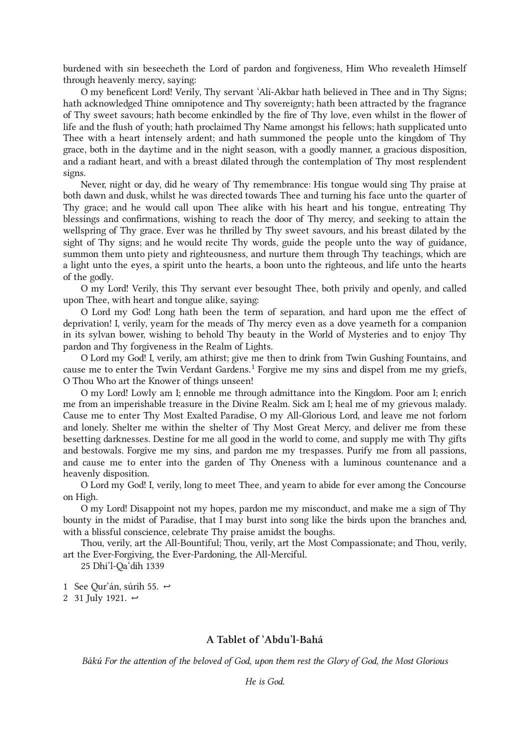burdened with sin beseecheth the Lord of pardon and forgiveness, Him Who revealeth Himself through heavenly mercy, saying:

O my beneficent Lord! Verily, Thy servant ‘Alí-Akbar hath believed in Thee and in Thy Signs; hath acknowledged Thine omnipotence and Thy sovereignty; hath been attracted by the fragrance of Thy sweet savours; hath become enkindled by the fire of Thy love, even whilst in the flower of life and the flush of youth; hath proclaimed Thy Name amongst his fellows; hath supplicated unto Thee with a heart intensely ardent; and hath summoned the people unto the kingdom of Thy grace, both in the daytime and in the night season, with a goodly manner, a gracious disposition, and a radiant heart, and with a breast dilated through the contemplation of Thy most resplendent signs.

Never, night or day, did he weary of Thy remembrance: His tongue would sing Thy praise at both dawn and dusk, whilst he was directed towards Thee and turning his face unto the quarter of Thy grace; and he would call upon Thee alike with his heart and his tongue, entreating Thy blessings and confirmations, wishing to reach the door of Thy mercy, and seeking to attain the wellspring of Thy grace. Ever was he thrilled by Thy sweet savours, and his breast dilated by the sight of Thy signs; and he would recite Thy words, guide the people unto the way of guidance, summon them unto piety and righteousness, and nurture them through Thy teachings, which are a light unto the eyes, a spirit unto the hearts, a boon unto the righteous, and life unto the hearts of the godly.

O my Lord! Verily, this Thy servant ever besought Thee, both privily and openly, and called upon Thee, with heart and tongue alike, saying:

O Lord my God! Long hath been the term of separation, and hard upon me the effect of deprivation! I, verily, yearn for the meads of Thy mercy even as a dove yearneth for a companion in its sylvan bower, wishing to behold Thy beauty in the World of Mysteries and to enjoy Thy pardon and Thy forgiveness in the Realm of Lights.

O Lord my God! I, verily, am athirst; give me then to drink from Twin Gushing Fountains, and cause me to enter the Twin Verdant Gardens.[1] Forgive me my sins and dispel from me my griefs, O Thou Who art the Knower of things unseen!

O my Lord! Lowly am I; ennoble me through admittance into the Kingdom. Poor am I; enrich me from an imperishable treasure in the Divine Realm. Sick am I; heal me of my grievous malady. Cause me to enter Thy Most Exalted Paradise, O my All-Glorious Lord, and leave me not forlorn and lonely. Shelter me within the shelter of Thy Most Great Mercy, and deliver me from these besetting darknesses. Destine for me all good in the world to come, and supply me with Thy gifts and bestowals. Forgive me my sins, and pardon me my trespasses. Purify me from all passions, and cause me to enter into the garden of Thy Oneness with a luminous countenance and a heavenly disposition.

O Lord my God! I, verily, long to meet Thee, and yearn to abide for ever among the Concourse on High.

O my Lord! Disappoint not my hopes, pardon me my misconduct, and make me a sign of Thy bounty in the midst of Paradise, that I may burst into song like the birds upon the branches and, with a blissful conscience, celebrate Thy praise amidst the boughs.

Thou, verily, art the All-Bountiful; Thou, verily, art the Most Compassionate; and Thou, verily, art the Ever-Forgiving, the Ever-Pardoning, the All-Merciful.

25 Dhi’l-Qa‘dih 1339

1 See Qur’án, súrih 55. ↩
2 31 July 1921. ↩

### A Tablet of ‘Abdu’l-Bahá

*Bákú For the attention of the beloved of God, upon them rest the Glory of God, the Most Glorious*

*He is God.*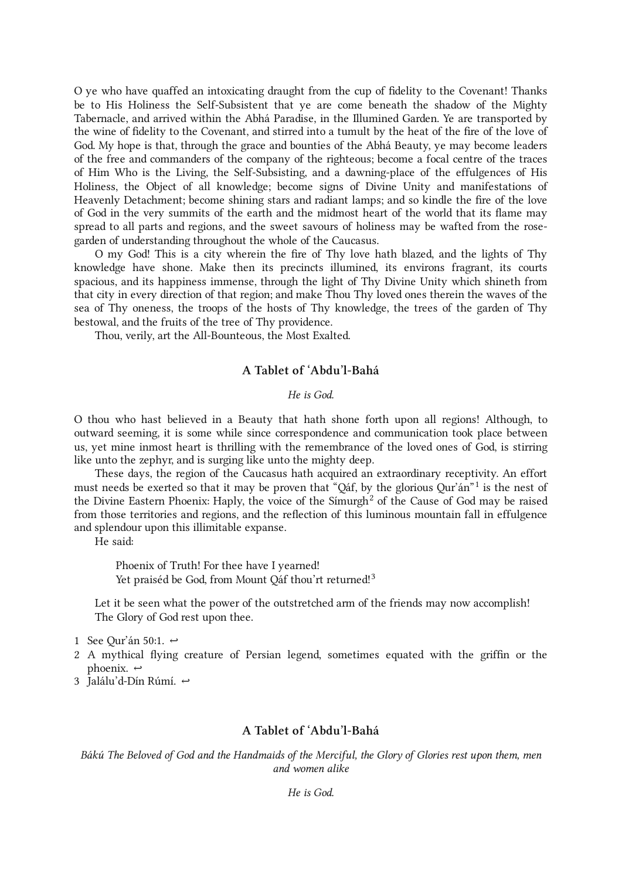O ye who have quaffed an intoxicating draught from the cup of fidelity to the Covenant! Thanks be to His Holiness the Self-Subsistent that ye are come beneath the shadow of the Mighty Tabernacle, and arrived within the Abhá Paradise, in the Illumined Garden. Ye are transported by the wine of fidelity to the Covenant, and stirred into a tumult by the heat of the fire of the love of God. My hope is that, through the grace and bounties of the Abhá Beauty, ye may become leaders of the free and commanders of the company of the righteous; become a focal centre of the traces of Him Who is the Living, the Self-Subsisting, and a dawning-place of the effulgences of His Holiness, the Object of all knowledge; become signs of Divine Unity and manifestations of Heavenly Detachment; become shining stars and radiant lamps; and so kindle the fire of the love of God in the very summits of the earth and the midmost heart of the world that its flame may spread to all parts and regions, and the sweet savours of holiness may be wafted from the rose-garden of understanding throughout the whole of the Caucasus.

O my God! This is a city wherein the fire of Thy love hath blazed, and the lights of Thy knowledge have shone. Make then its precincts illumined, its environs fragrant, its courts spacious, and its happiness immense, through the light of Thy Divine Unity which shineth from that city in every direction of that region; and make Thou Thy loved ones therein the waves of the sea of Thy oneness, the troops of the hosts of Thy knowledge, the trees of the garden of Thy bestowal, and the fruits of the tree of Thy providence.

Thou, verily, art the All-Bounteous, the Most Exalted.

## A Tablet of ʻAbdu'l-Bahá

*He is God.*

O thou who hast believed in a Beauty that hath shone forth upon all regions! Although, to outward seeming, it is some while since correspondence and communication took place between us, yet mine inmost heart is thrilling with the remembrance of the loved ones of God, is stirring like unto the zephyr, and is surging like unto the mighty deep.

These days, the region of the Caucasus hath acquired an extraordinary receptivity. An effort must needs be exerted so that it may be proven that "Qáf, by the glorious Qur'án"[1] is the nest of the Divine Eastern Phoenix: Haply, the voice of the Símurgh[2] of the Cause of God may be raised from those territories and regions, and the reflection of this luminous mountain fall in effulgence and splendour upon this illimitable expanse.

He said:

> Phoenix of Truth! For thee have I yearned!
> Yet praiséd be God, from Mount Qáf thou'rt returned![3]

Let it be seen what the power of the outstretched arm of the friends may now accomplish!

The Glory of God rest upon thee.

1. See Qur'án 50:1. ↩
2. A mythical flying creature of Persian legend, sometimes equated with the griffin or the phoenix. ↩
3. Jalálu'd-Dín Rúmí. ↩

## A Tablet of ʻAbdu'l-Bahá

*Bákú The Beloved of God and the Handmaids of the Merciful, the Glory of Glories rest upon them, men and women alike*

*He is God.*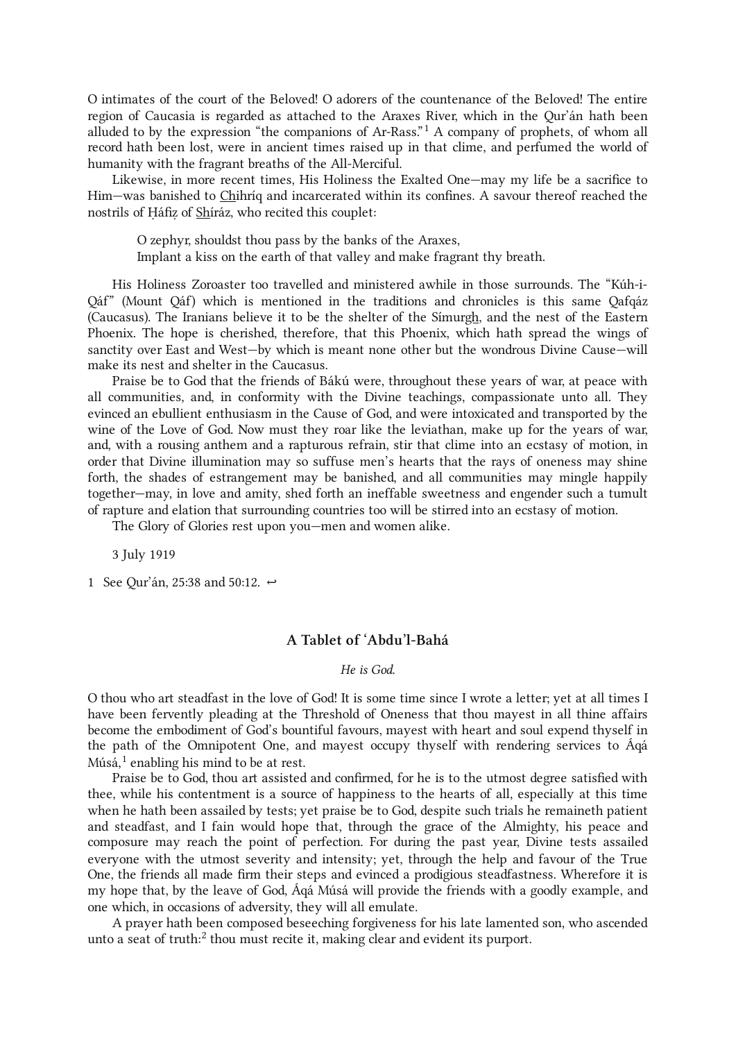O intimates of the court of the Beloved! O adorers of the countenance of the Beloved! The entire region of Caucasia is regarded as attached to the Araxes River, which in the Qur'án hath been alluded to by the expression "the companions of Ar-Rass."[1] A company of prophets, of whom all record hath been lost, were in ancient times raised up in that clime, and perfumed the world of humanity with the fragrant breaths of the All-Merciful.

Likewise, in more recent times, His Holiness the Exalted One—may my life be a sacrifice to Him—was banished to Chihríq and incarcerated within its confines. A savour thereof reached the nostrils of Ḥáfiẓ of Shíráz, who recited this couplet:

> O zephyr, shouldst thou pass by the banks of the Araxes,
> Implant a kiss on the earth of that valley and make fragrant thy breath.

His Holiness Zoroaster too travelled and ministered awhile in those surrounds. The "Kúh-i-Qáf" (Mount Qáf) which is mentioned in the traditions and chronicles is this same Qafqáz (Caucasus). The Iranians believe it to be the shelter of the Símurgh, and the nest of the Eastern Phoenix. The hope is cherished, therefore, that this Phoenix, which hath spread the wings of sanctity over East and West—by which is meant none other but the wondrous Divine Cause—will make its nest and shelter in the Caucasus.

Praise be to God that the friends of Bákú were, throughout these years of war, at peace with all communities, and, in conformity with the Divine teachings, compassionate unto all. They evinced an ebullient enthusiasm in the Cause of God, and were intoxicated and transported by the wine of the Love of God. Now must they roar like the leviathan, make up for the years of war, and, with a rousing anthem and a rapturous refrain, stir that clime into an ecstasy of motion, in order that Divine illumination may so suffuse men's hearts that the rays of oneness may shine forth, the shades of estrangement may be banished, and all communities may mingle happily together—may, in love and amity, shed forth an ineffable sweetness and engender such a tumult of rapture and elation that surrounding countries too will be stirred into an ecstasy of motion.

The Glory of Glories rest upon you—men and women alike.

3 July 1919

1 See Qur'án, 25:38 and 50:12. ↩

## A Tablet of 'Abdu'l-Bahá

*He is God.*

O thou who art steadfast in the love of God! It is some time since I wrote a letter; yet at all times I have been fervently pleading at the Threshold of Oneness that thou mayest in all thine affairs become the embodiment of God's bountiful favours, mayest with heart and soul expend thyself in the path of the Omnipotent One, and mayest occupy thyself with rendering services to Áqá Músá,[1] enabling his mind to be at rest.

Praise be to God, thou art assisted and confirmed, for he is to the utmost degree satisfied with thee, while his contentment is a source of happiness to the hearts of all, especially at this time when he hath been assailed by tests; yet praise be to God, despite such trials he remaineth patient and steadfast, and I fain would hope that, through the grace of the Almighty, his peace and composure may reach the point of perfection. For during the past year, Divine tests assailed everyone with the utmost severity and intensity; yet, through the help and favour of the True One, the friends all made firm their steps and evinced a prodigious steadfastness. Wherefore it is my hope that, by the leave of God, Áqá Músá will provide the friends with a goodly example, and one which, in occasions of adversity, they will all emulate.

A prayer hath been composed beseeching forgiveness for his late lamented son, who ascended unto a seat of truth:[2] thou must recite it, making clear and evident its purport.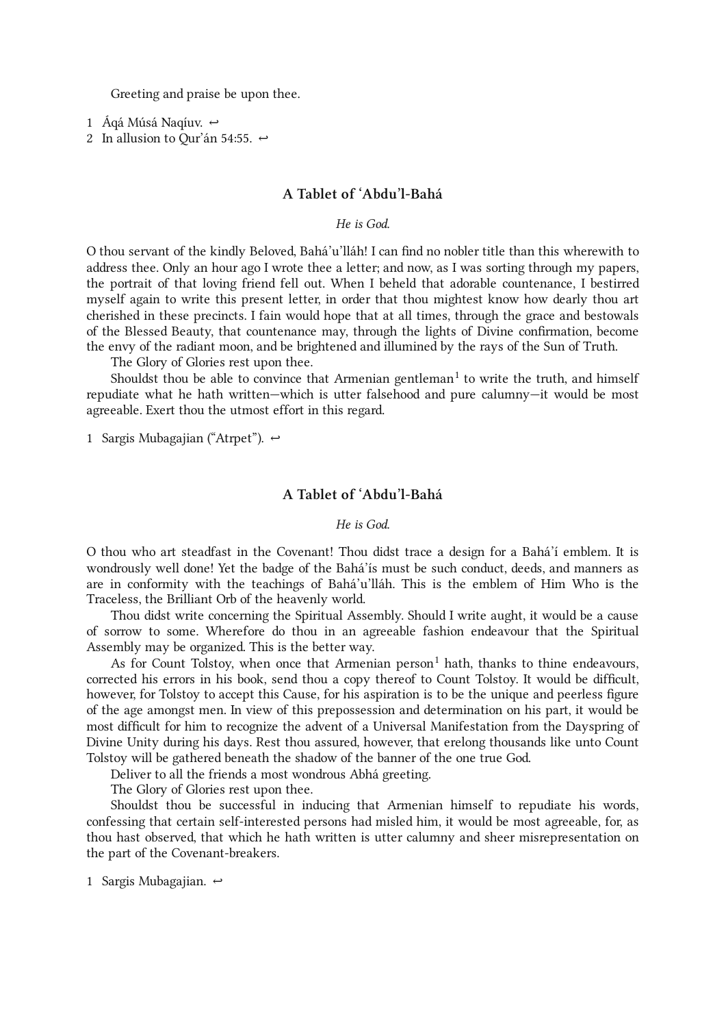Greeting and praise be upon thee.

1 Áqá Músá Naqíuv. ↩
2 In allusion to Qur’án 54:55. ↩

## A Tablet of ‘Abdu’l-Bahá

*He is God.*

O thou servant of the kindly Beloved, Bahá’u’lláh! I can find no nobler title than this wherewith to address thee. Only an hour ago I wrote thee a letter; and now, as I was sorting through my papers, the portrait of that loving friend fell out. When I beheld that adorable countenance, I bestirred myself again to write this present letter, in order that thou mightest know how dearly thou art cherished in these precincts. I fain would hope that at all times, through the grace and bestowals of the Blessed Beauty, that countenance may, through the lights of Divine confirmation, become the envy of the radiant moon, and be brightened and illumined by the rays of the Sun of Truth.

The Glory of Glories rest upon thee.

Shouldst thou be able to convince that Armenian gentleman[1] to write the truth, and himself repudiate what he hath written—which is utter falsehood and pure calumny—it would be most agreeable. Exert thou the utmost effort in this regard.

1 Sargis Mubagajian (“Atrpet”). ↩

## A Tablet of ‘Abdu’l-Bahá

*He is God.*

O thou who art steadfast in the Covenant! Thou didst trace a design for a Bahá’í emblem. It is wondrously well done! Yet the badge of the Bahá’ís must be such conduct, deeds, and manners as are in conformity with the teachings of Bahá’u’lláh. This is the emblem of Him Who is the Traceless, the Brilliant Orb of the heavenly world.

Thou didst write concerning the Spiritual Assembly. Should I write aught, it would be a cause of sorrow to some. Wherefore do thou in an agreeable fashion endeavour that the Spiritual Assembly may be organized. This is the better way.

As for Count Tolstoy, when once that Armenian person[1] hath, thanks to thine endeavours, corrected his errors in his book, send thou a copy thereof to Count Tolstoy. It would be difficult, however, for Tolstoy to accept this Cause, for his aspiration is to be the unique and peerless figure of the age amongst men. In view of this prepossession and determination on his part, it would be most difficult for him to recognize the advent of a Universal Manifestation from the Dayspring of Divine Unity during his days. Rest thou assured, however, that erelong thousands like unto Count Tolstoy will be gathered beneath the shadow of the banner of the one true God.

Deliver to all the friends a most wondrous Abhá greeting.

The Glory of Glories rest upon thee.

Shouldst thou be successful in inducing that Armenian himself to repudiate his words, confessing that certain self-interested persons had misled him, it would be most agreeable, for, as thou hast observed, that which he hath written is utter calumny and sheer misrepresentation on the part of the Covenant-breakers.

1 Sargis Mubagajian. ↩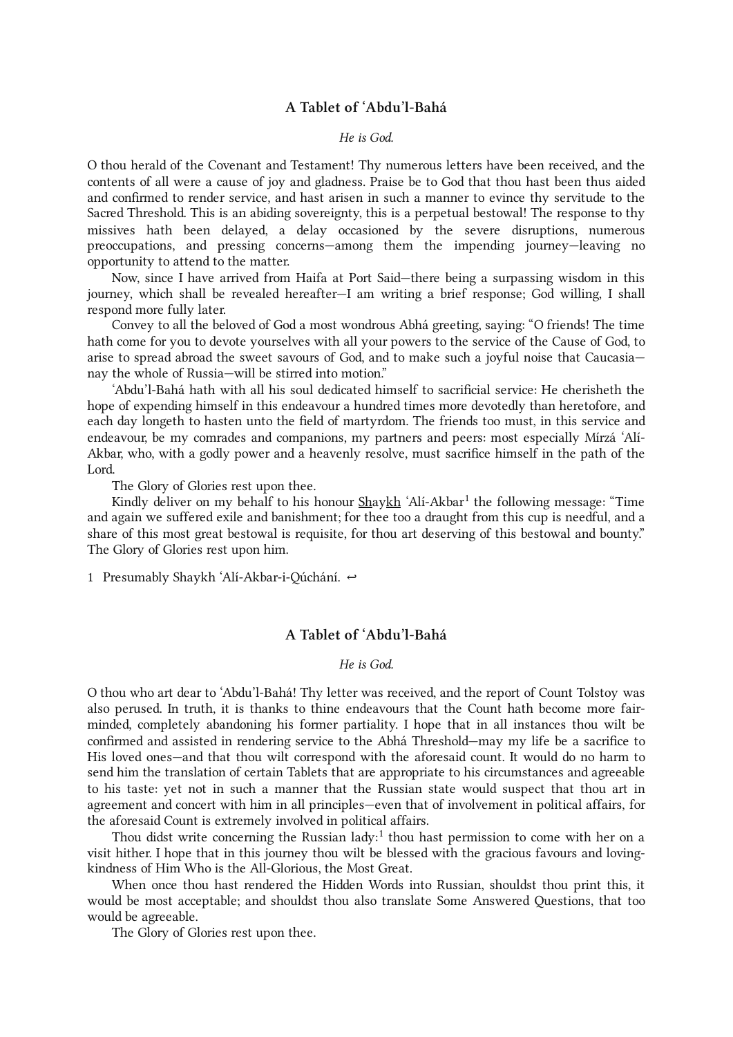## A Tablet of ‘Abdu’l-Bahá

*He is God.*

O thou herald of the Covenant and Testament! Thy numerous letters have been received, and the contents of all were a cause of joy and gladness. Praise be to God that thou hast been thus aided and confirmed to render service, and hast arisen in such a manner to evince thy servitude to the Sacred Threshold. This is an abiding sovereignty, this is a perpetual bestowal! The response to thy missives hath been delayed, a delay occasioned by the severe disruptions, numerous preoccupations, and pressing concerns—among them the impending journey—leaving no opportunity to attend to the matter.

Now, since I have arrived from Haifa at Port Said—there being a surpassing wisdom in this journey, which shall be revealed hereafter—I am writing a brief response; God willing, I shall respond more fully later.

Convey to all the beloved of God a most wondrous Abhá greeting, saying: “O friends! The time hath come for you to devote yourselves with all your powers to the service of the Cause of God, to arise to spread abroad the sweet savours of God, and to make such a joyful noise that Caucasia—nay the whole of Russia—will be stirred into motion.”

‘Abdu’l-Bahá hath with all his soul dedicated himself to sacrificial service: He cherisheth the hope of expending himself in this endeavour a hundred times more devotedly than heretofore, and each day longeth to hasten unto the field of martyrdom. The friends too must, in this service and endeavour, be my comrades and companions, my partners and peers: most especially Mírzá ‘Alí-Akbar, who, with a godly power and a heavenly resolve, must sacrifice himself in the path of the Lord.

The Glory of Glories rest upon thee.

Kindly deliver on my behalf to his honour Shaykh ‘Alí-Akbar[1] the following message: “Time and again we suffered exile and banishment; for thee too a draught from this cup is needful, and a share of this most great bestowal is requisite, for thou art deserving of this bestowal and bounty.” The Glory of Glories rest upon him.

1 Presumably Shaykh ‘Alí-Akbar-i-Qúchání. ↩

## A Tablet of ‘Abdu’l-Bahá

*He is God.*

O thou who art dear to ‘Abdu’l-Bahá! Thy letter was received, and the report of Count Tolstoy was also perused. In truth, it is thanks to thine endeavours that the Count hath become more fair-minded, completely abandoning his former partiality. I hope that in all instances thou wilt be confirmed and assisted in rendering service to the Abhá Threshold—may my life be a sacrifice to His loved ones—and that thou wilt correspond with the aforesaid count. It would do no harm to send him the translation of certain Tablets that are appropriate to his circumstances and agreeable to his taste: yet not in such a manner that the Russian state would suspect that thou art in agreement and concert with him in all principles—even that of involvement in political affairs, for the aforesaid Count is extremely involved in political affairs.

Thou didst write concerning the Russian lady:[1] thou hast permission to come with her on a visit hither. I hope that in this journey thou wilt be blessed with the gracious favours and loving-kindness of Him Who is the All-Glorious, the Most Great.

When once thou hast rendered the Hidden Words into Russian, shouldst thou print this, it would be most acceptable; and shouldst thou also translate Some Answered Questions, that too would be agreeable.

The Glory of Glories rest upon thee.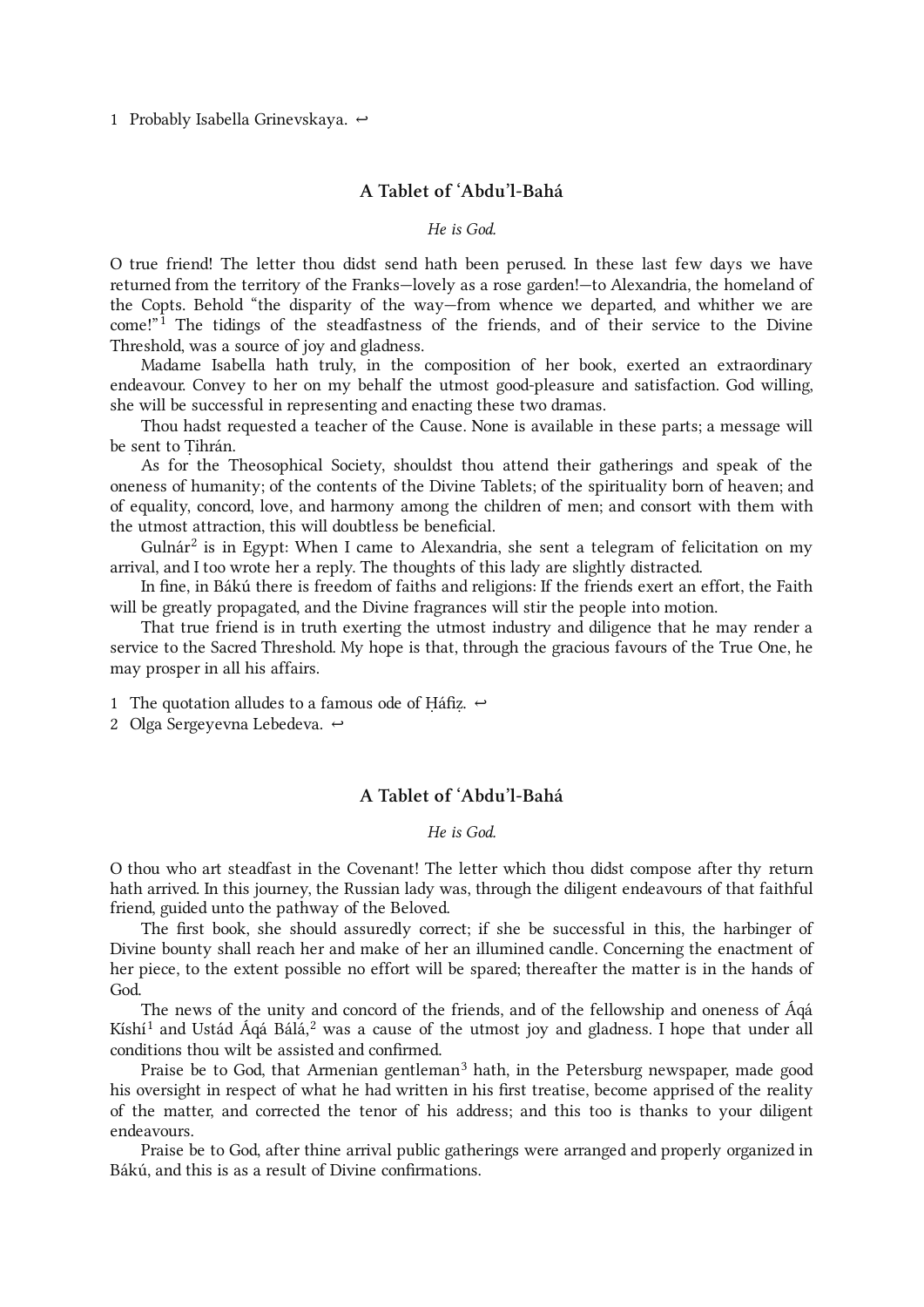1 Probably Isabella Grinevskaya. ↩

## A Tablet of ʻAbdu'l-Bahá

*He is God.*

O true friend! The letter thou didst send hath been perused. In these last few days we have returned from the territory of the Franks—lovely as a rose garden!—to Alexandria, the homeland of the Copts. Behold "the disparity of the way—from whence we departed, and whither we are come!"[1] The tidings of the steadfastness of the friends, and of their service to the Divine Threshold, was a source of joy and gladness.

Madame Isabella hath truly, in the composition of her book, exerted an extraordinary endeavour. Convey to her on my behalf the utmost good-pleasure and satisfaction. God willing, she will be successful in representing and enacting these two dramas.

Thou hadst requested a teacher of the Cause. None is available in these parts; a message will be sent to Ṭihrán.

As for the Theosophical Society, shouldst thou attend their gatherings and speak of the oneness of humanity; of the contents of the Divine Tablets; of the spirituality born of heaven; and of equality, concord, love, and harmony among the children of men; and consort with them with the utmost attraction, this will doubtless be beneficial.

Gulnár[2] is in Egypt: When I came to Alexandria, she sent a telegram of felicitation on my arrival, and I too wrote her a reply. The thoughts of this lady are slightly distracted.

In fine, in Bákú there is freedom of faiths and religions: If the friends exert an effort, the Faith will be greatly propagated, and the Divine fragrances will stir the people into motion.

That true friend is in truth exerting the utmost industry and diligence that he may render a service to the Sacred Threshold. My hope is that, through the gracious favours of the True One, he may prosper in all his affairs.

1 The quotation alludes to a famous ode of Ḥáfiẓ. ↩
2 Olga Sergeyevna Lebedeva. ↩

## A Tablet of ʻAbdu'l-Bahá

*He is God.*

O thou who art steadfast in the Covenant! The letter which thou didst compose after thy return hath arrived. In this journey, the Russian lady was, through the diligent endeavours of that faithful friend, guided unto the pathway of the Beloved.

The first book, she should assuredly correct; if she be successful in this, the harbinger of Divine bounty shall reach her and make of her an illumined candle. Concerning the enactment of her piece, to the extent possible no effort will be spared; thereafter the matter is in the hands of God.

The news of the unity and concord of the friends, and of the fellowship and oneness of Áqá Kíshí[1] and Ustád Áqá Bálá,[2] was a cause of the utmost joy and gladness. I hope that under all conditions thou wilt be assisted and confirmed.

Praise be to God, that Armenian gentleman[3] hath, in the Petersburg newspaper, made good his oversight in respect of what he had written in his first treatise, become apprised of the reality of the matter, and corrected the tenor of his address; and this too is thanks to your diligent endeavours.

Praise be to God, after thine arrival public gatherings were arranged and properly organized in Bákú, and this is as a result of Divine confirmations.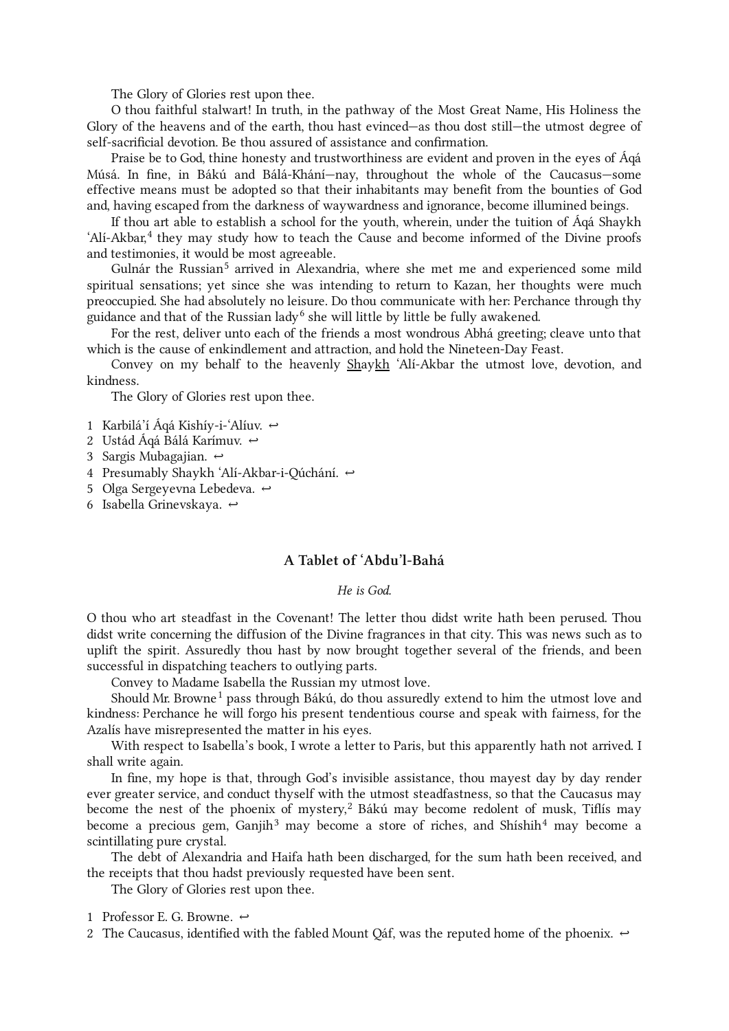The Glory of Glories rest upon thee.

O thou faithful stalwart! In truth, in the pathway of the Most Great Name, His Holiness the Glory of the heavens and of the earth, thou hast evinced—as thou dost still—the utmost degree of self-sacrificial devotion. Be thou assured of assistance and confirmation.

Praise be to God, thine honesty and trustworthiness are evident and proven in the eyes of Áqá Músá. In fine, in Bákú and Bálá-Khání—nay, throughout the whole of the Caucasus—some effective means must be adopted so that their inhabitants may benefit from the bounties of God and, having escaped from the darkness of waywardness and ignorance, become illumined beings.

If thou art able to establish a school for the youth, wherein, under the tuition of Áqá Shaykh ʻAlí-Akbar,[4] they may study how to teach the Cause and become informed of the Divine proofs and testimonies, it would be most agreeable.

Gulnár the Russian[5] arrived in Alexandria, where she met me and experienced some mild spiritual sensations; yet since she was intending to return to Kazan, her thoughts were much preoccupied. She had absolutely no leisure. Do thou communicate with her: Perchance through thy guidance and that of the Russian lady[6] she will little by little be fully awakened.

For the rest, deliver unto each of the friends a most wondrous Abhá greeting; cleave unto that which is the cause of enkindlement and attraction, and hold the Nineteen-Day Feast.

Convey on my behalf to the heavenly Shaykh ʻAlí-Akbar the utmost love, devotion, and kindness.

The Glory of Glories rest upon thee.

1. Karbiláʼí Áqá Kishíy-i-ʻAlíuv. ↩
2. Ustád Áqá Bálá Karímuv. ↩
3. Sargis Mubagajian. ↩
4. Presumably Shaykh ʻAlí-Akbar-i-Qúchání. ↩
5. Olga Sergeyevna Lebedeva. ↩
6. Isabella Grinevskaya. ↩

## A Tablet of ʻAbduʼl-Bahá

*He is God.*

O thou who art steadfast in the Covenant! The letter thou didst write hath been perused. Thou didst write concerning the diffusion of the Divine fragrances in that city. This was news such as to uplift the spirit. Assuredly thou hast by now brought together several of the friends, and been successful in dispatching teachers to outlying parts.

Convey to Madame Isabella the Russian my utmost love.

Should Mr. Browne[1] pass through Bákú, do thou assuredly extend to him the utmost love and kindness: Perchance he will forgo his present tendentious course and speak with fairness, for the Azalís have misrepresented the matter in his eyes.

With respect to Isabella's book, I wrote a letter to Paris, but this apparently hath not arrived. I shall write again.

In fine, my hope is that, through God's invisible assistance, thou mayest day by day render ever greater service, and conduct thyself with the utmost steadfastness, so that the Caucasus may become the nest of the phoenix of mystery,[2] Bákú may become redolent of musk, Tiflís may become a precious gem, Ganjih[3] may become a store of riches, and Shíshih[4] may become a scintillating pure crystal.

The debt of Alexandria and Haifa hath been discharged, for the sum hath been received, and the receipts that thou hadst previously requested have been sent.

The Glory of Glories rest upon thee.

1. Professor E. G. Browne. ↩
2. The Caucasus, identified with the fabled Mount Qáf, was the reputed home of the phoenix. ↩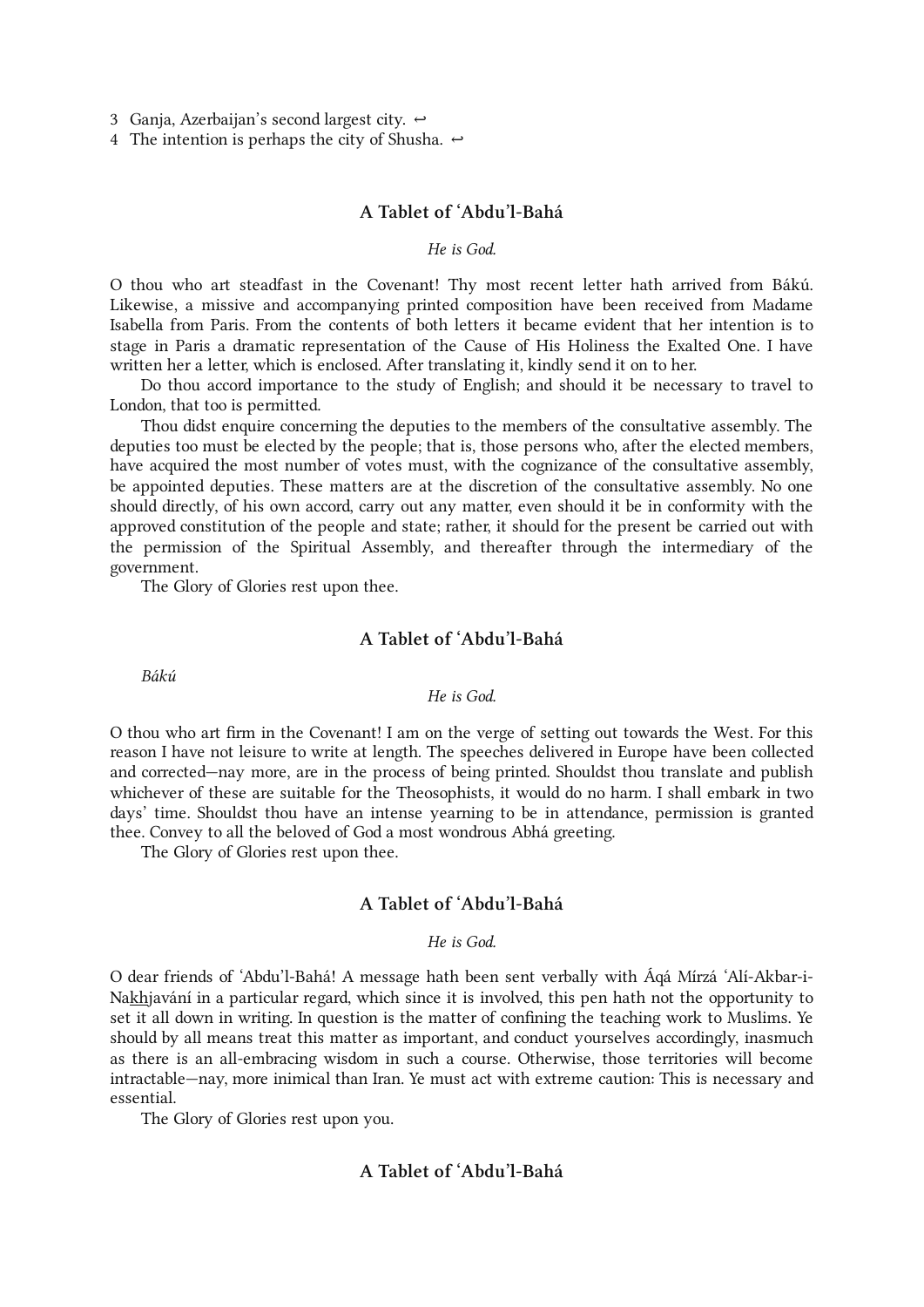3 Ganja, Azerbaijan's second largest city. ↩

4 The intention is perhaps the city of Shusha. ↩

## A Tablet of ʻAbdu'l-Bahá

*He is God.*

O thou who art steadfast in the Covenant! Thy most recent letter hath arrived from Bákú. Likewise, a missive and accompanying printed composition have been received from Madame Isabella from Paris. From the contents of both letters it became evident that her intention is to stage in Paris a dramatic representation of the Cause of His Holiness the Exalted One. I have written her a letter, which is enclosed. After translating it, kindly send it on to her.

Do thou accord importance to the study of English; and should it be necessary to travel to London, that too is permitted.

Thou didst enquire concerning the deputies to the members of the consultative assembly. The deputies too must be elected by the people; that is, those persons who, after the elected members, have acquired the most number of votes must, with the cognizance of the consultative assembly, be appointed deputies. These matters are at the discretion of the consultative assembly. No one should directly, of his own accord, carry out any matter, even should it be in conformity with the approved constitution of the people and state; rather, it should for the present be carried out with the permission of the Spiritual Assembly, and thereafter through the intermediary of the government.

The Glory of Glories rest upon thee.

## A Tablet of ʻAbdu'l-Bahá

*Bákú*

*He is God.*

O thou who art firm in the Covenant! I am on the verge of setting out towards the West. For this reason I have not leisure to write at length. The speeches delivered in Europe have been collected and corrected—nay more, are in the process of being printed. Shouldst thou translate and publish whichever of these are suitable for the Theosophists, it would do no harm. I shall embark in two days' time. Shouldst thou have an intense yearning to be in attendance, permission is granted thee. Convey to all the beloved of God a most wondrous Abhá greeting.

The Glory of Glories rest upon thee.

## A Tablet of ʻAbdu'l-Bahá

*He is God.*

O dear friends of ʻAbdu'l-Bahá! A message hath been sent verbally with Áqá Mírzá ʻAlí-Akbar-i-Na<u>kh</u>javání in a particular regard, which since it is involved, this pen hath not the opportunity to set it all down in writing. In question is the matter of confining the teaching work to Muslims. Ye should by all means treat this matter as important, and conduct yourselves accordingly, inasmuch as there is an all-embracing wisdom in such a course. Otherwise, those territories will become intractable—nay, more inimical than Iran. Ye must act with extreme caution: This is necessary and essential.

The Glory of Glories rest upon you.

## A Tablet of ʻAbdu'l-Bahá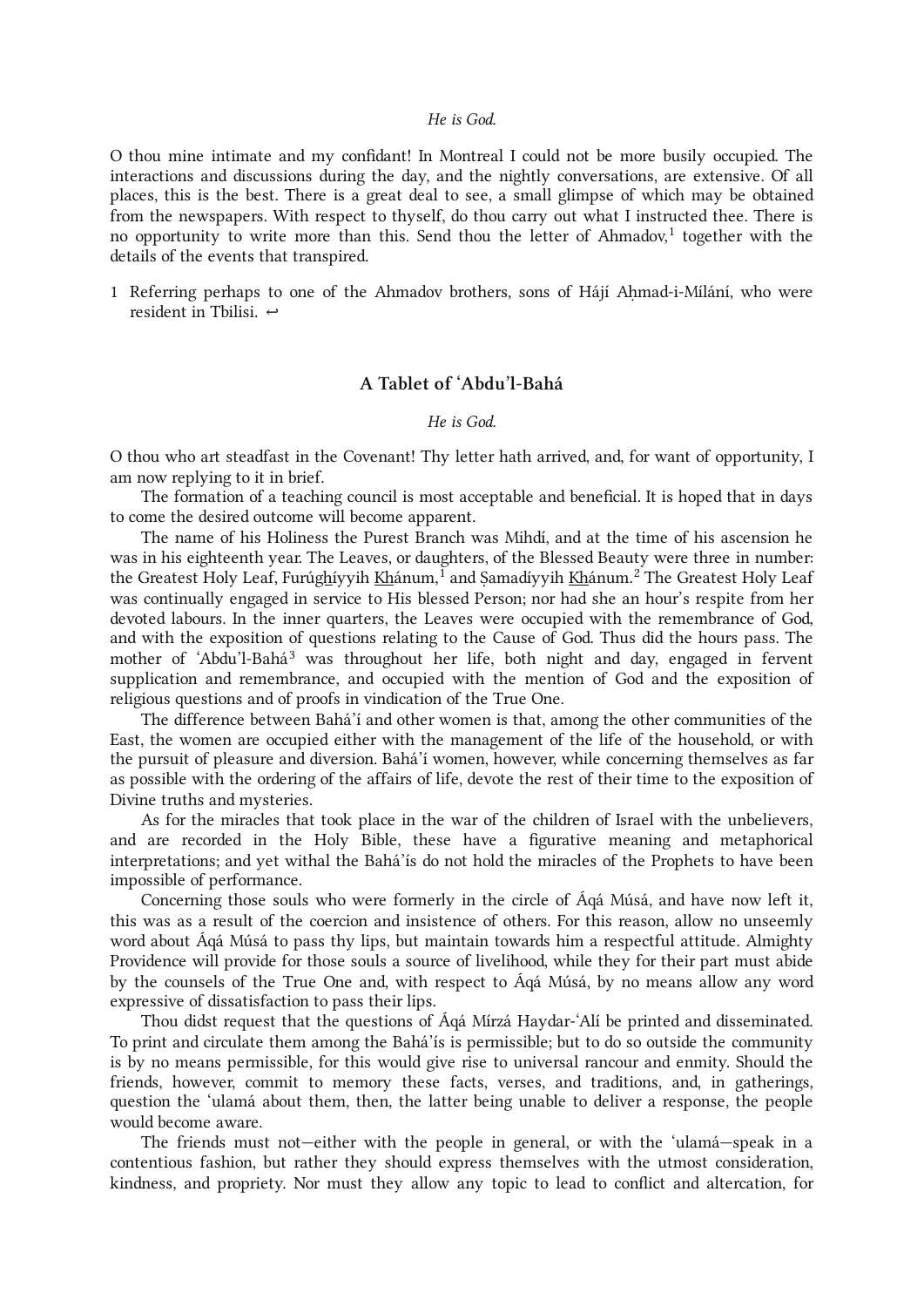*He is God.*

O thou mine intimate and my confidant! In Montreal I could not be more busily occupied. The interactions and discussions during the day, and the nightly conversations, are extensive. Of all places, this is the best. There is a great deal to see, a small glimpse of which may be obtained from the newspapers. With respect to thyself, do thou carry out what I instructed thee. There is no opportunity to write more than this. Send thou the letter of Ahmadov,[1] together with the details of the events that transpired.

1 Referring perhaps to one of the Ahmadov brothers, sons of Hájí Aḥmad-i-Mílání, who were resident in Tbilisi. ↩

## A Tablet of ʻAbdu'l-Bahá

*He is God.*

O thou who art steadfast in the Covenant! Thy letter hath arrived, and, for want of opportunity, I am now replying to it in brief.

The formation of a teaching council is most acceptable and beneficial. It is hoped that in days to come the desired outcome will become apparent.

The name of his Holiness the Purest Branch was Mihdí, and at the time of his ascension he was in his eighteenth year. The Leaves, or daughters, of the Blessed Beauty were three in number: the Greatest Holy Leaf, Furúghíyyih Khánum,[1] and Ṣamadíyyih Khánum.[2] The Greatest Holy Leaf was continually engaged in service to His blessed Person; nor had she an hour's respite from her devoted labours. In the inner quarters, the Leaves were occupied with the remembrance of God, and with the exposition of questions relating to the Cause of God. Thus did the hours pass. The mother of ʻAbdu'l-Bahá[3] was throughout her life, both night and day, engaged in fervent supplication and remembrance, and occupied with the mention of God and the exposition of religious questions and of proofs in vindication of the True One.

The difference between Bahá'í and other women is that, among the other communities of the East, the women are occupied either with the management of the life of the household, or with the pursuit of pleasure and diversion. Bahá'í women, however, while concerning themselves as far as possible with the ordering of the affairs of life, devote the rest of their time to the exposition of Divine truths and mysteries.

As for the miracles that took place in the war of the children of Israel with the unbelievers, and are recorded in the Holy Bible, these have a figurative meaning and metaphorical interpretations; and yet withal the Bahá'ís do not hold the miracles of the Prophets to have been impossible of performance.

Concerning those souls who were formerly in the circle of Áqá Músá, and have now left it, this was as a result of the coercion and insistence of others. For this reason, allow no unseemly word about Áqá Músá to pass thy lips, but maintain towards him a respectful attitude. Almighty Providence will provide for those souls a source of livelihood, while they for their part must abide by the counsels of the True One and, with respect to Áqá Músá, by no means allow any word expressive of dissatisfaction to pass their lips.

Thou didst request that the questions of Áqá Mírzá Haydar-ʻAlí be printed and disseminated. To print and circulate them among the Bahá'ís is permissible; but to do so outside the community is by no means permissible, for this would give rise to universal rancour and enmity. Should the friends, however, commit to memory these facts, verses, and traditions, and, in gatherings, question the ʻulamá about them, then, the latter being unable to deliver a response, the people would become aware.

The friends must not—either with the people in general, or with the ʻulamá—speak in a contentious fashion, but rather they should express themselves with the utmost consideration, kindness, and propriety. Nor must they allow any topic to lead to conflict and altercation, for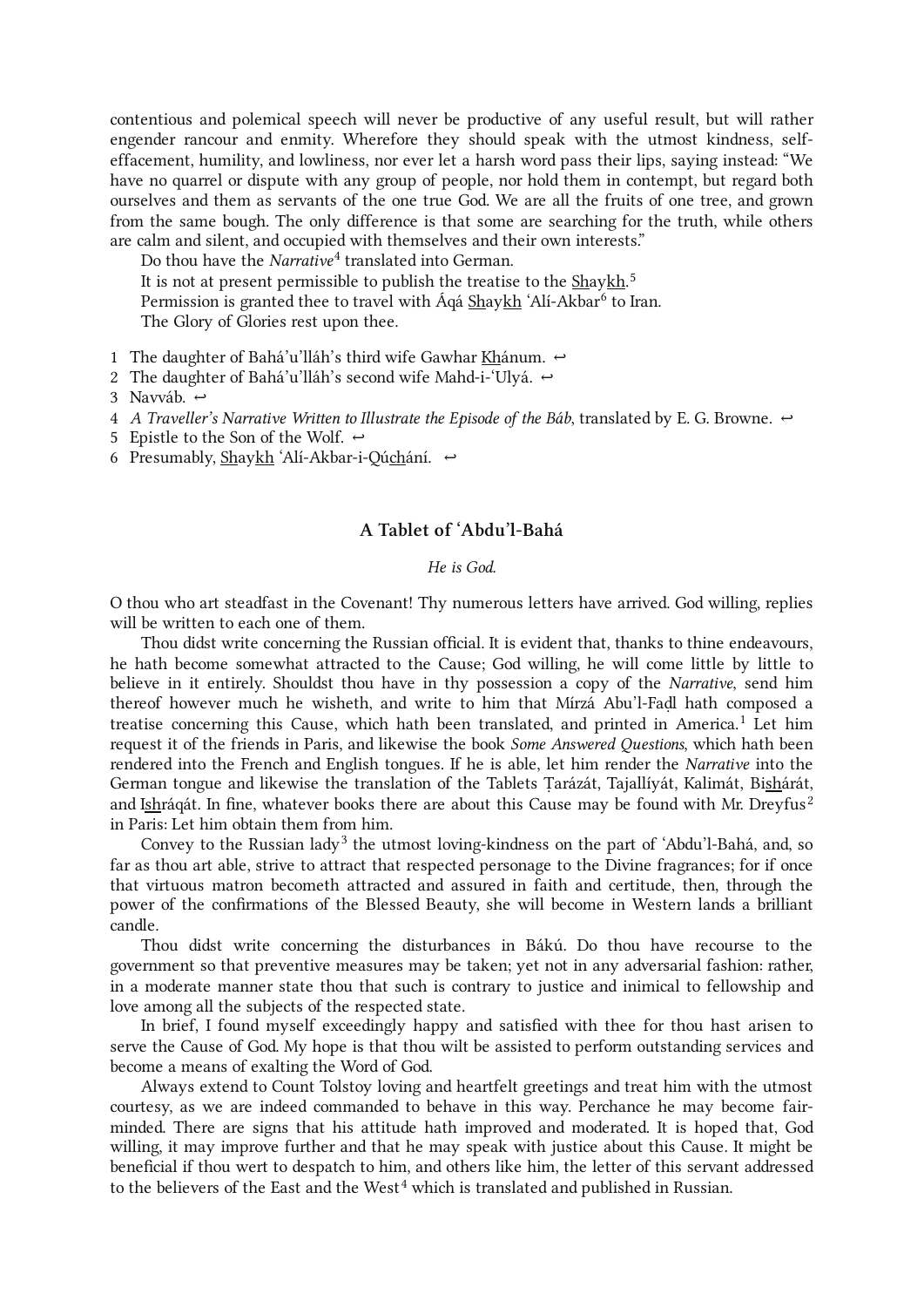contentious and polemical speech will never be productive of any useful result, but will rather engender rancour and enmity. Wherefore they should speak with the utmost kindness, self-effacement, humility, and lowliness, nor ever let a harsh word pass their lips, saying instead: "We have no quarrel or dispute with any group of people, nor hold them in contempt, but regard both ourselves and them as servants of the one true God. We are all the fruits of one tree, and grown from the same bough. The only difference is that some are searching for the truth, while others are calm and silent, and occupied with themselves and their own interests."

Do thou have the *Narrative*[4] translated into German.

It is not at present permissible to publish the treatise to the Shaykh.[5]

Permission is granted thee to travel with Áqá Shaykh 'Alí-Akbar[6] to Iran.

The Glory of Glories rest upon thee.

1. The daughter of Bahá'u'lláh's third wife Gawhar Khánum. ↩
2. The daughter of Bahá'u'lláh's second wife Mahd-i-'Ulyá. ↩
3. Navváb. ↩
4. *A Traveller's Narrative Written to Illustrate the Episode of the Báb*, translated by E. G. Browne. ↩
5. Epistle to the Son of the Wolf. ↩
6. Presumably, Shaykh 'Alí-Akbar-i-Qúchání. ↩

## A Tablet of 'Abdu'l-Bahá

*He is God.*

O thou who art steadfast in the Covenant! Thy numerous letters have arrived. God willing, replies will be written to each one of them.

Thou didst write concerning the Russian official. It is evident that, thanks to thine endeavours, he hath become somewhat attracted to the Cause; God willing, he will come little by little to believe in it entirely. Shouldst thou have in thy possession a copy of the *Narrative*, send him thereof however much he wisheth, and write to him that Mírzá Abu'l-Faḍl hath composed a treatise concerning this Cause, which hath been translated, and printed in America.[1] Let him request it of the friends in Paris, and likewise the book *Some Answered Questions*, which hath been rendered into the French and English tongues. If he is able, let him render the *Narrative* into the German tongue and likewise the translation of the Tablets Ṭarázát, Tajallíyát, Kalimát, Bishárát, and Ishráqát. In fine, whatever books there are about this Cause may be found with Mr. Dreyfus[2] in Paris: Let him obtain them from him.

Convey to the Russian lady[3] the utmost loving-kindness on the part of 'Abdu'l-Bahá, and, so far as thou art able, strive to attract that respected personage to the Divine fragrances; for if once that virtuous matron becometh attracted and assured in faith and certitude, then, through the power of the confirmations of the Blessed Beauty, she will become in Western lands a brilliant candle.

Thou didst write concerning the disturbances in Bákú. Do thou have recourse to the government so that preventive measures may be taken; yet not in any adversarial fashion: rather, in a moderate manner state thou that such is contrary to justice and inimical to fellowship and love among all the subjects of the respected state.

In brief, I found myself exceedingly happy and satisfied with thee for thou hast arisen to serve the Cause of God. My hope is that thou wilt be assisted to perform outstanding services and become a means of exalting the Word of God.

Always extend to Count Tolstoy loving and heartfelt greetings and treat him with the utmost courtesy, as we are indeed commanded to behave in this way. Perchance he may become fair-minded. There are signs that his attitude hath improved and moderated. It is hoped that, God willing, it may improve further and that he may speak with justice about this Cause. It might be beneficial if thou wert to despatch to him, and others like him, the letter of this servant addressed to the believers of the East and the West[4] which is translated and published in Russian.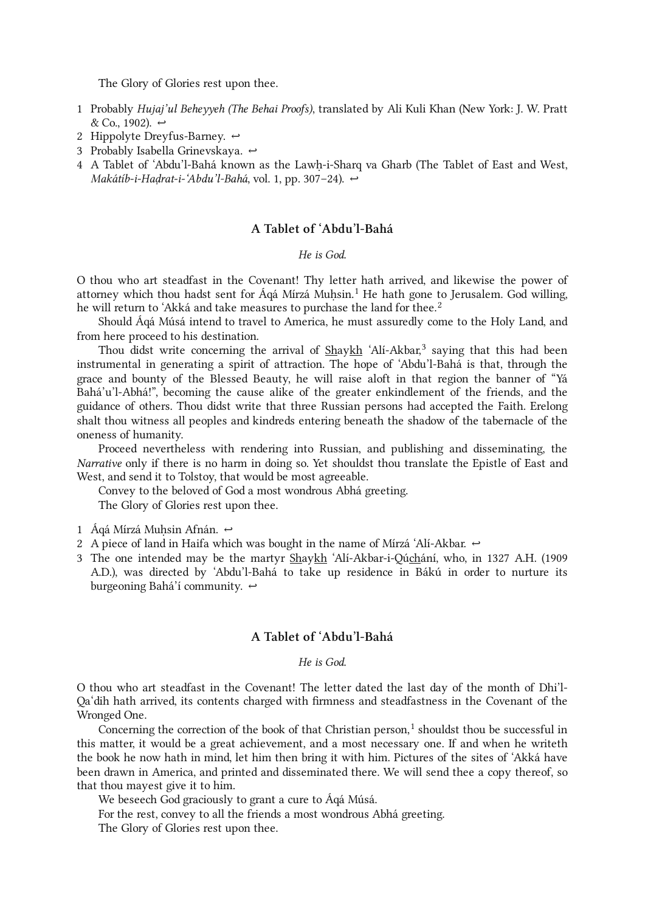The Glory of Glories rest upon thee.

1. Probably *Hujaj'ul Beheyyeh (The Behai Proofs)*, translated by Ali Kuli Khan (New York: J. W. Pratt & Co., 1902). ↩
2. Hippolyte Dreyfus-Barney. ↩
3. Probably Isabella Grinevskaya. ↩
4. A Tablet of 'Abdu'l-Bahá known as the Lawḥ-i-Sharq va Gharb (The Tablet of East and West, *Makátíb-i-Haḍrat-i-'Abdu'l-Bahá*, vol. 1, pp. 307–24). ↩

## A Tablet of 'Abdu'l-Bahá

*He is God.*

O thou who art steadfast in the Covenant! Thy letter hath arrived, and likewise the power of attorney which thou hadst sent for Áqá Mírzá Muḥsin.[1] He hath gone to Jerusalem. God willing, he will return to 'Akká and take measures to purchase the land for thee.[2]

Should Áqá Músá intend to travel to America, he must assuredly come to the Holy Land, and from here proceed to his destination.

Thou didst write concerning the arrival of Shaykh 'Alí-Akbar,[3] saying that this had been instrumental in generating a spirit of attraction. The hope of 'Abdu'l-Bahá is that, through the grace and bounty of the Blessed Beauty, he will raise aloft in that region the banner of "Yá Bahá'u'l-Abhá!", becoming the cause alike of the greater enkindlement of the friends, and the guidance of others. Thou didst write that three Russian persons had accepted the Faith. Erelong shalt thou witness all peoples and kindreds entering beneath the shadow of the tabernacle of the oneness of humanity.

Proceed nevertheless with rendering into Russian, and publishing and disseminating, the *Narrative* only if there is no harm in doing so. Yet shouldst thou translate the Epistle of East and West, and send it to Tolstoy, that would be most agreeable.

Convey to the beloved of God a most wondrous Abhá greeting.

The Glory of Glories rest upon thee.

1. Áqá Mírzá Muḥsin Afnán. ↩
2. A piece of land in Haifa which was bought in the name of Mírzá 'Alí-Akbar. ↩
3. The one intended may be the martyr Shaykh 'Alí-Akbar-i-Qúchání, who, in 1327 A.H. (1909 A.D.), was directed by 'Abdu'l-Bahá to take up residence in Bákú in order to nurture its burgeoning Bahá'í community. ↩

## A Tablet of 'Abdu'l-Bahá

*He is God.*

O thou who art steadfast in the Covenant! The letter dated the last day of the month of Dhi'l-Qa'dih hath arrived, its contents charged with firmness and steadfastness in the Covenant of the Wronged One.

Concerning the correction of the book of that Christian person,[1] shouldst thou be successful in this matter, it would be a great achievement, and a most necessary one. If and when he writeth the book he now hath in mind, let him then bring it with him. Pictures of the sites of 'Akká have been drawn in America, and printed and disseminated there. We will send thee a copy thereof, so that thou mayest give it to him.

We beseech God graciously to grant a cure to Áqá Músá.

For the rest, convey to all the friends a most wondrous Abhá greeting.

The Glory of Glories rest upon thee.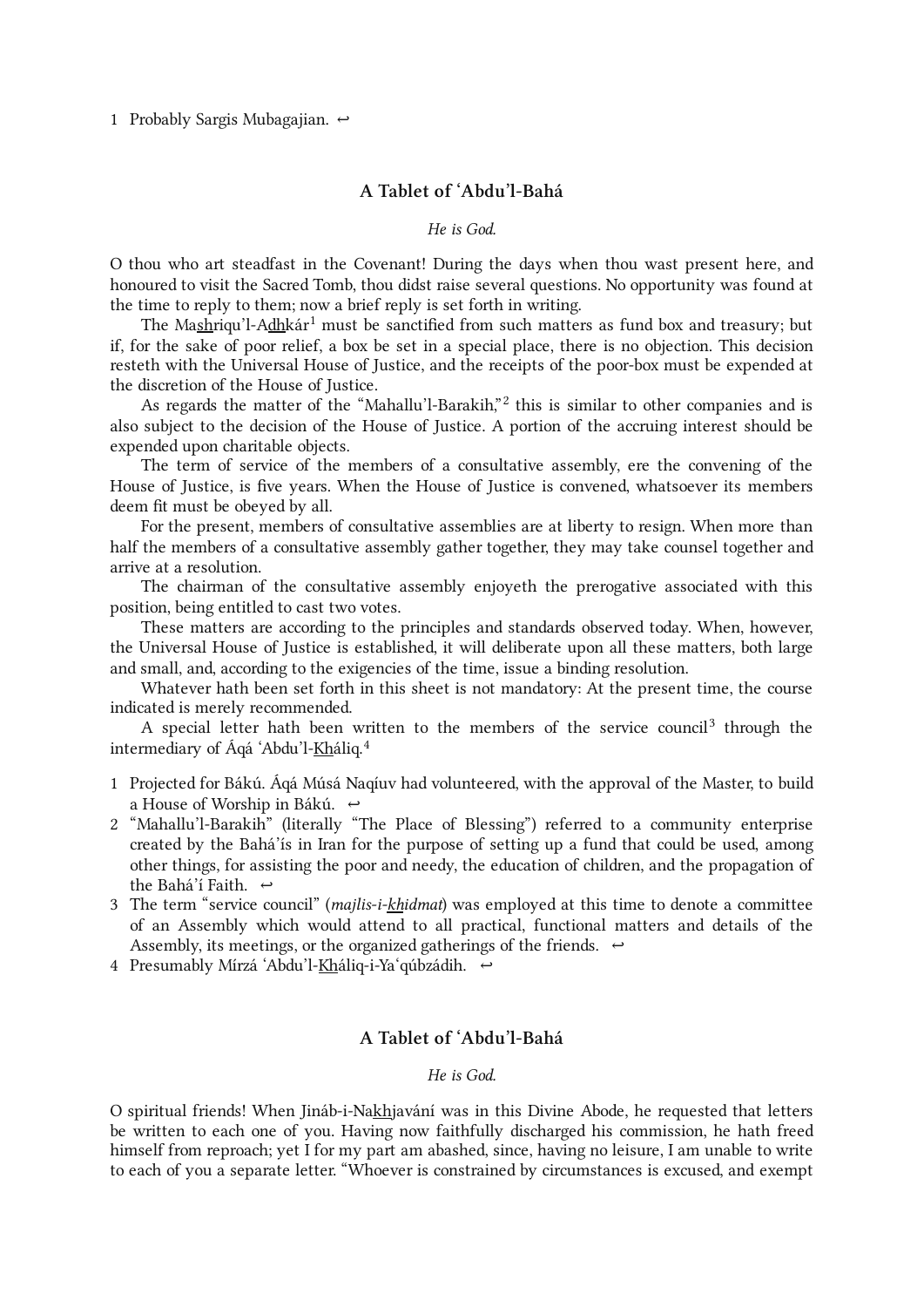1 Probably Sargis Mubagajian. ↩

## A Tablet of ‘Abdu’l-Bahá

*He is God.*

O thou who art steadfast in the Covenant! During the days when thou wast present here, and honoured to visit the Sacred Tomb, thou didst raise several questions. No opportunity was found at the time to reply to them; now a brief reply is set forth in writing.

The Mashriqu’l-Adhkár[1] must be sanctified from such matters as fund box and treasury; but if, for the sake of poor relief, a box be set in a special place, there is no objection. This decision resteth with the Universal House of Justice, and the receipts of the poor-box must be expended at the discretion of the House of Justice.

As regards the matter of the “Mahallu’l-Barakih,”[2] this is similar to other companies and is also subject to the decision of the House of Justice. A portion of the accruing interest should be expended upon charitable objects.

The term of service of the members of a consultative assembly, ere the convening of the House of Justice, is five years. When the House of Justice is convened, whatsoever its members deem fit must be obeyed by all.

For the present, members of consultative assemblies are at liberty to resign. When more than half the members of a consultative assembly gather together, they may take counsel together and arrive at a resolution.

The chairman of the consultative assembly enjoyeth the prerogative associated with this position, being entitled to cast two votes.

These matters are according to the principles and standards observed today. When, however, the Universal House of Justice is established, it will deliberate upon all these matters, both large and small, and, according to the exigencies of the time, issue a binding resolution.

Whatever hath been set forth in this sheet is not mandatory: At the present time, the course indicated is merely recommended.

A special letter hath been written to the members of the service council[3] through the intermediary of Áqá ‘Abdu’l-Kháliq.[4]

1 Projected for Bákú. Áqá Músá Naqíuv had volunteered, with the approval of the Master, to build a House of Worship in Bákú. ↩

2 “Mahallu’l-Barakih” (literally “The Place of Blessing”) referred to a community enterprise created by the Bahá’ís in Iran for the purpose of setting up a fund that could be used, among other things, for assisting the poor and needy, the education of children, and the propagation of the Bahá’í Faith. ↩

3 The term “service council” (*majlis-i-khidmat*) was employed at this time to denote a committee of an Assembly which would attend to all practical, functional matters and details of the Assembly, its meetings, or the organized gatherings of the friends. ↩

4 Presumably Mírzá ‘Abdu’l-Kháliq-i-Ya‘qúbzádih. ↩

## A Tablet of ‘Abdu’l-Bahá

*He is God.*

O spiritual friends! When Jináb-i-Nakhjavání was in this Divine Abode, he requested that letters be written to each one of you. Having now faithfully discharged his commission, he hath freed himself from reproach; yet I for my part am abashed, since, having no leisure, I am unable to write to each of you a separate letter. “Whoever is constrained by circumstances is excused, and exempt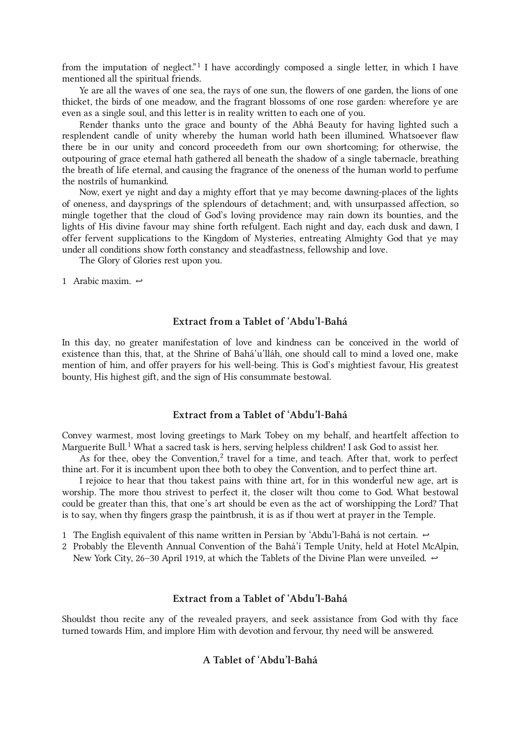from the imputation of neglect."[1] I have accordingly composed a single letter, in which I have mentioned all the spiritual friends.

Ye are all the waves of one sea, the rays of one sun, the flowers of one garden, the lions of one thicket, the birds of one meadow, and the fragrant blossoms of one rose garden: wherefore ye are even as a single soul, and this letter is in reality written to each one of you.

Render thanks unto the grace and bounty of the Abhá Beauty for having lighted such a resplendent candle of unity whereby the human world hath been illumined. Whatsoever flaw there be in our unity and concord proceedeth from our own shortcoming; for otherwise, the outpouring of grace eternal hath gathered all beneath the shadow of a single tabernacle, breathing the breath of life eternal, and causing the fragrance of the oneness of the human world to perfume the nostrils of humankind.

Now, exert ye night and day a mighty effort that ye may become dawning-places of the lights of oneness, and daysprings of the splendours of detachment; and, with unsurpassed affection, so mingle together that the cloud of God's loving providence may rain down its bounties, and the lights of His divine favour may shine forth refulgent. Each night and day, each dusk and dawn, I offer fervent supplications to the Kingdom of Mysteries, entreating Almighty God that ye may under all conditions show forth constancy and steadfastness, fellowship and love.

The Glory of Glories rest upon you.

1 Arabic maxim. ↩

### Extract from a Tablet of ʻAbdu'l-Bahá

In this day, no greater manifestation of love and kindness can be conceived in the world of existence than this, that, at the Shrine of Bahá'u'lláh, one should call to mind a loved one, make mention of him, and offer prayers for his well-being. This is God's mightiest favour, His greatest bounty, His highest gift, and the sign of His consummate bestowal.

### Extract from a Tablet of ʻAbdu'l-Bahá

Convey warmest, most loving greetings to Mark Tobey on my behalf, and heartfelt affection to Marguerite Bull.[1] What a sacred task is hers, serving helpless children! I ask God to assist her.

As for thee, obey the Convention,[2] travel for a time, and teach. After that, work to perfect thine art. For it is incumbent upon thee both to obey the Convention, and to perfect thine art.

I rejoice to hear that thou takest pains with thine art, for in this wonderful new age, art is worship. The more thou strivest to perfect it, the closer wilt thou come to God. What bestowal could be greater than this, that one's art should be even as the act of worshipping the Lord? That is to say, when thy fingers grasp the paintbrush, it is as if thou wert at prayer in the Temple.

1 The English equivalent of this name written in Persian by ʻAbdu'l-Bahá is not certain. ↩
2 Probably the Eleventh Annual Convention of the Bahá'í Temple Unity, held at Hotel McAlpin, New York City, 26–30 April 1919, at which the Tablets of the Divine Plan were unveiled. ↩

### Extract from a Tablet of ʻAbdu'l-Bahá

Shouldst thou recite any of the revealed prayers, and seek assistance from God with thy face turned towards Him, and implore Him with devotion and fervour, thy need will be answered.

### A Tablet of ʻAbdu'l-Bahá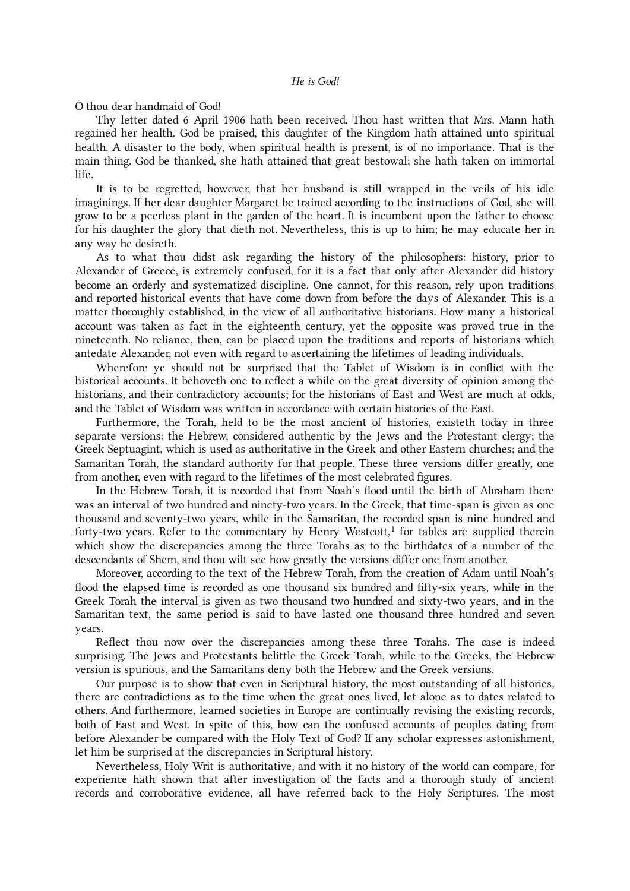*He is God!*

O thou dear handmaid of God!

Thy letter dated 6 April 1906 hath been received. Thou hast written that Mrs. Mann hath regained her health. God be praised, this daughter of the Kingdom hath attained unto spiritual health. A disaster to the body, when spiritual health is present, is of no importance. That is the main thing. God be thanked, she hath attained that great bestowal; she hath taken on immortal life.

It is to be regretted, however, that her husband is still wrapped in the veils of his idle imaginings. If her dear daughter Margaret be trained according to the instructions of God, she will grow to be a peerless plant in the garden of the heart. It is incumbent upon the father to choose for his daughter the glory that dieth not. Nevertheless, this is up to him; he may educate her in any way he desireth.

As to what thou didst ask regarding the history of the philosophers: history, prior to Alexander of Greece, is extremely confused, for it is a fact that only after Alexander did history become an orderly and systematized discipline. One cannot, for this reason, rely upon traditions and reported historical events that have come down from before the days of Alexander. This is a matter thoroughly established, in the view of all authoritative historians. How many a historical account was taken as fact in the eighteenth century, yet the opposite was proved true in the nineteenth. No reliance, then, can be placed upon the traditions and reports of historians which antedate Alexander, not even with regard to ascertaining the lifetimes of leading individuals.

Wherefore ye should not be surprised that the Tablet of Wisdom is in conflict with the historical accounts. It behoveth one to reflect a while on the great diversity of opinion among the historians, and their contradictory accounts; for the historians of East and West are much at odds, and the Tablet of Wisdom was written in accordance with certain histories of the East.

Furthermore, the Torah, held to be the most ancient of histories, existeth today in three separate versions: the Hebrew, considered authentic by the Jews and the Protestant clergy; the Greek Septuagint, which is used as authoritative in the Greek and other Eastern churches; and the Samaritan Torah, the standard authority for that people. These three versions differ greatly, one from another, even with regard to the lifetimes of the most celebrated figures.

In the Hebrew Torah, it is recorded that from Noah's flood until the birth of Abraham there was an interval of two hundred and ninety-two years. In the Greek, that time-span is given as one thousand and seventy-two years, while in the Samaritan, the recorded span is nine hundred and forty-two years. Refer to the commentary by Henry Westcott,[1] for tables are supplied therein which show the discrepancies among the three Torahs as to the birthdates of a number of the descendants of Shem, and thou wilt see how greatly the versions differ one from another.

Moreover, according to the text of the Hebrew Torah, from the creation of Adam until Noah's flood the elapsed time is recorded as one thousand six hundred and fifty-six years, while in the Greek Torah the interval is given as two thousand two hundred and sixty-two years, and in the Samaritan text, the same period is said to have lasted one thousand three hundred and seven years.

Reflect thou now over the discrepancies among these three Torahs. The case is indeed surprising. The Jews and Protestants belittle the Greek Torah, while to the Greeks, the Hebrew version is spurious, and the Samaritans deny both the Hebrew and the Greek versions.

Our purpose is to show that even in Scriptural history, the most outstanding of all histories, there are contradictions as to the time when the great ones lived, let alone as to dates related to others. And furthermore, learned societies in Europe are continually revising the existing records, both of East and West. In spite of this, how can the confused accounts of peoples dating from before Alexander be compared with the Holy Text of God? If any scholar expresses astonishment, let him be surprised at the discrepancies in Scriptural history.

Nevertheless, Holy Writ is authoritative, and with it no history of the world can compare, for experience hath shown that after investigation of the facts and a thorough study of ancient records and corroborative evidence, all have referred back to the Holy Scriptures. The most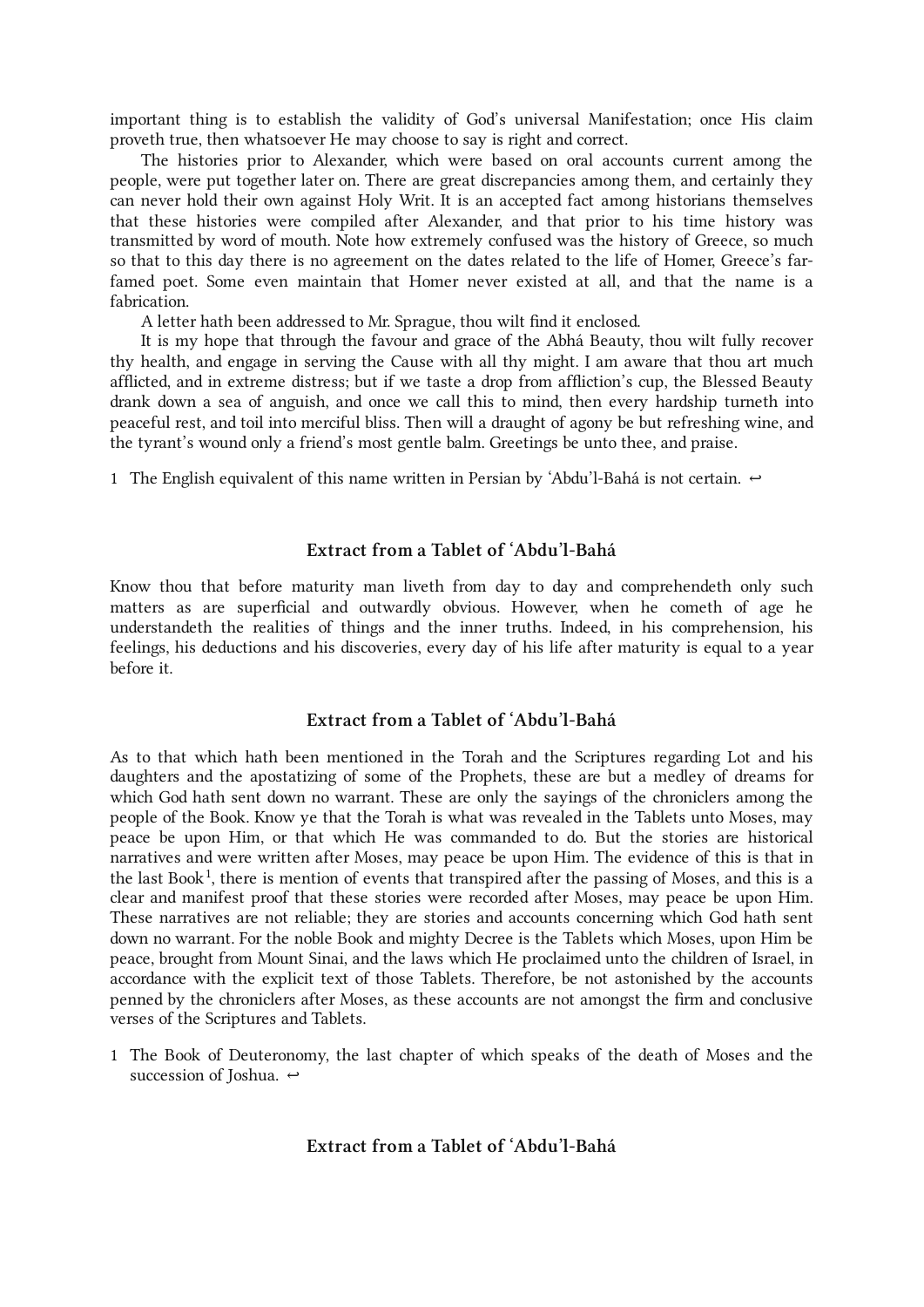important thing is to establish the validity of God's universal Manifestation; once His claim proveth true, then whatsoever He may choose to say is right and correct.

The histories prior to Alexander, which were based on oral accounts current among the people, were put together later on. There are great discrepancies among them, and certainly they can never hold their own against Holy Writ. It is an accepted fact among historians themselves that these histories were compiled after Alexander, and that prior to his time history was transmitted by word of mouth. Note how extremely confused was the history of Greece, so much so that to this day there is no agreement on the dates related to the life of Homer, Greece's far-famed poet. Some even maintain that Homer never existed at all, and that the name is a fabrication.

A letter hath been addressed to Mr. Sprague, thou wilt find it enclosed.

It is my hope that through the favour and grace of the Abhá Beauty, thou wilt fully recover thy health, and engage in serving the Cause with all thy might. I am aware that thou art much afflicted, and in extreme distress; but if we taste a drop from affliction's cup, the Blessed Beauty drank down a sea of anguish, and once we call this to mind, then every hardship turneth into peaceful rest, and toil into merciful bliss. Then will a draught of agony be but refreshing wine, and the tyrant's wound only a friend's most gentle balm. Greetings be unto thee, and praise.

1 The English equivalent of this name written in Persian by 'Abdu'l-Bahá is not certain. ↩

## Extract from a Tablet of 'Abdu'l-Bahá

Know thou that before maturity man liveth from day to day and comprehendeth only such matters as are superficial and outwardly obvious. However, when he cometh of age he understandeth the realities of things and the inner truths. Indeed, in his comprehension, his feelings, his deductions and his discoveries, every day of his life after maturity is equal to a year before it.

## Extract from a Tablet of 'Abdu'l-Bahá

As to that which hath been mentioned in the Torah and the Scriptures regarding Lot and his daughters and the apostatizing of some of the Prophets, these are but a medley of dreams for which God hath sent down no warrant. These are only the sayings of the chroniclers among the people of the Book. Know ye that the Torah is what was revealed in the Tablets unto Moses, may peace be upon Him, or that which He was commanded to do. But the stories are historical narratives and were written after Moses, may peace be upon Him. The evidence of this is that in the last Book[1], there is mention of events that transpired after the passing of Moses, and this is a clear and manifest proof that these stories were recorded after Moses, may peace be upon Him. These narratives are not reliable; they are stories and accounts concerning which God hath sent down no warrant. For the noble Book and mighty Decree is the Tablets which Moses, upon Him be peace, brought from Mount Sinai, and the laws which He proclaimed unto the children of Israel, in accordance with the explicit text of those Tablets. Therefore, be not astonished by the accounts penned by the chroniclers after Moses, as these accounts are not amongst the firm and conclusive verses of the Scriptures and Tablets.

1 The Book of Deuteronomy, the last chapter of which speaks of the death of Moses and the succession of Joshua. ↩

## Extract from a Tablet of 'Abdu'l-Bahá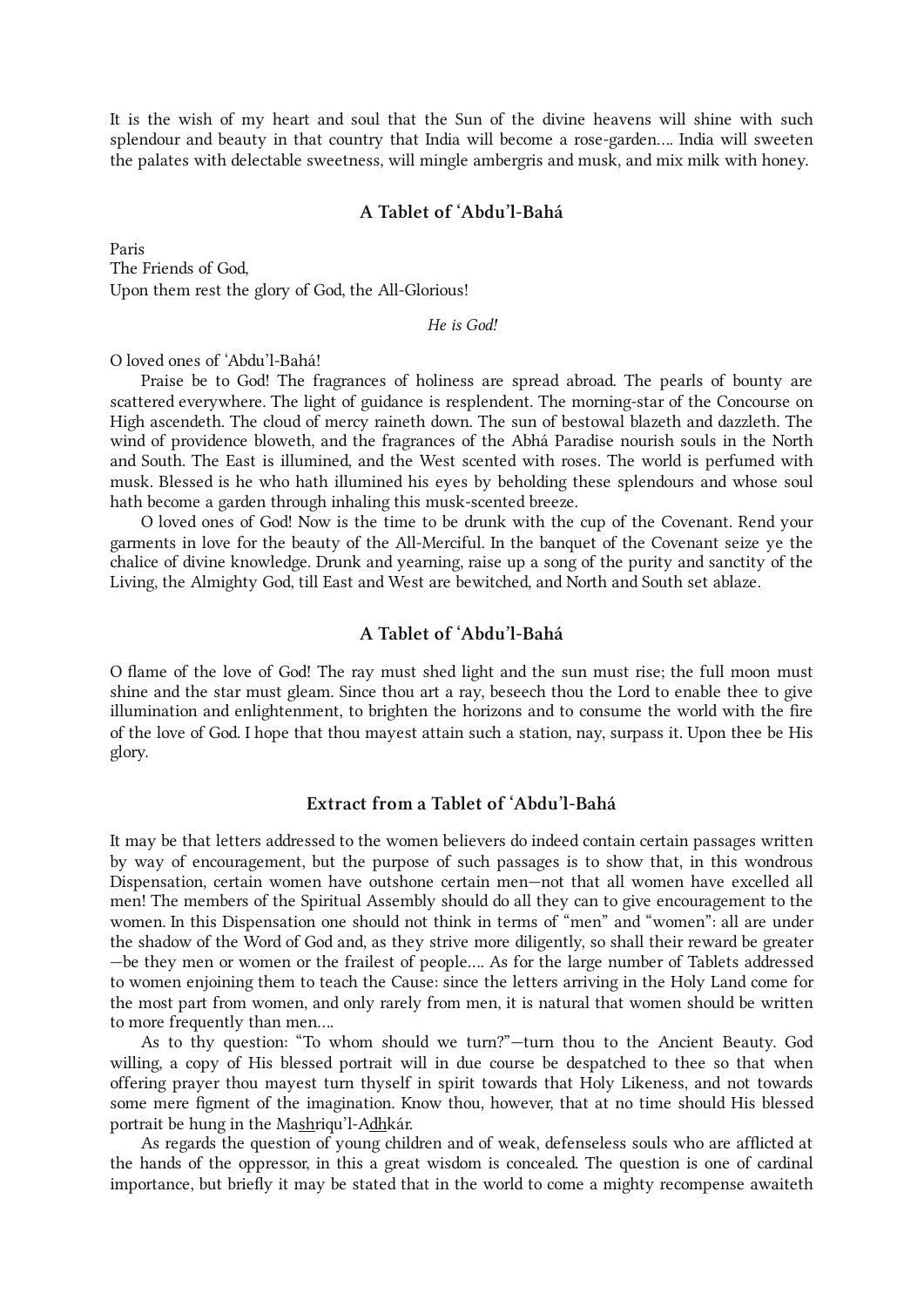It is the wish of my heart and soul that the Sun of the divine heavens will shine with such splendour and beauty in that country that India will become a rose-garden.... India will sweeten the palates with delectable sweetness, will mingle ambergris and musk, and mix milk with honey.

### A Tablet of ‘Abdu’l-Bahá

Paris
The Friends of God,
Upon them rest the glory of God, the All-Glorious!

*He is God!*

O loved ones of ‘Abdu’l-Bahá!

Praise be to God! The fragrances of holiness are spread abroad. The pearls of bounty are scattered everywhere. The light of guidance is resplendent. The morning-star of the Concourse on High ascendeth. The cloud of mercy raineth down. The sun of bestowal blazeth and dazzleth. The wind of providence bloweth, and the fragrances of the Abhá Paradise nourish souls in the North and South. The East is illumined, and the West scented with roses. The world is perfumed with musk. Blessed is he who hath illumined his eyes by beholding these splendours and whose soul hath become a garden through inhaling this musk-scented breeze.

O loved ones of God! Now is the time to be drunk with the cup of the Covenant. Rend your garments in love for the beauty of the All-Merciful. In the banquet of the Covenant seize ye the chalice of divine knowledge. Drunk and yearning, raise up a song of the purity and sanctity of the Living, the Almighty God, till East and West are bewitched, and North and South set ablaze.

### A Tablet of ‘Abdu’l-Bahá

O flame of the love of God! The ray must shed light and the sun must rise; the full moon must shine and the star must gleam. Since thou art a ray, beseech thou the Lord to enable thee to give illumination and enlightenment, to brighten the horizons and to consume the world with the fire of the love of God. I hope that thou mayest attain such a station, nay, surpass it. Upon thee be His glory.

### Extract from a Tablet of ‘Abdu’l-Bahá

It may be that letters addressed to the women believers do indeed contain certain passages written by way of encouragement, but the purpose of such passages is to show that, in this wondrous Dispensation, certain women have outshone certain men—not that all women have excelled all men! The members of the Spiritual Assembly should do all they can to give encouragement to the women. In this Dispensation one should not think in terms of “men” and “women”: all are under the shadow of the Word of God and, as they strive more diligently, so shall their reward be greater—be they men or women or the frailest of people.... As for the large number of Tablets addressed to women enjoining them to teach the Cause: since the letters arriving in the Holy Land come for the most part from women, and only rarely from men, it is natural that women should be written to more frequently than men....

As to thy question: “To whom should we turn?”—turn thou to the Ancient Beauty. God willing, a copy of His blessed portrait will in due course be despatched to thee so that when offering prayer thou mayest turn thyself in spirit towards that Holy Likeness, and not towards some mere figment of the imagination. Know thou, however, that at no time should His blessed portrait be hung in the Mas͟hriqu’l-Ad͟hkár.

As regards the question of young children and of weak, defenseless souls who are afflicted at the hands of the oppressor, in this a great wisdom is concealed. The question is one of cardinal importance, but briefly it may be stated that in the world to come a mighty recompense awaiteth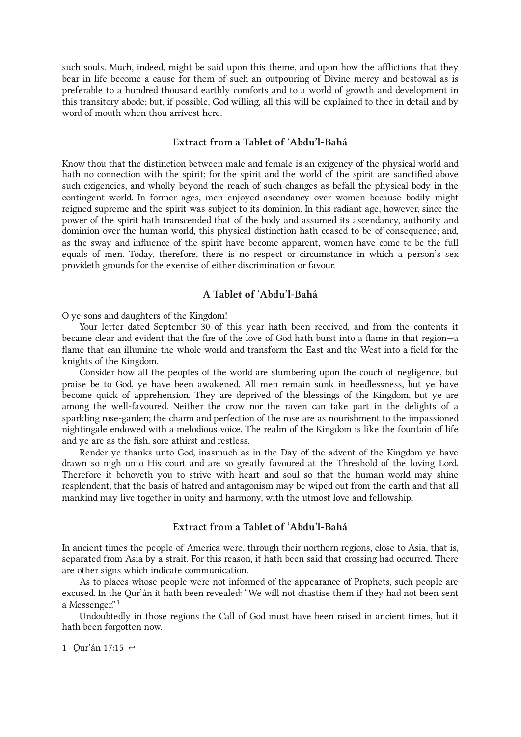such souls. Much, indeed, might be said upon this theme, and upon how the afflictions that they bear in life become a cause for them of such an outpouring of Divine mercy and bestowal as is preferable to a hundred thousand earthly comforts and to a world of growth and development in this transitory abode; but, if possible, God willing, all this will be explained to thee in detail and by word of mouth when thou arrivest here.

### Extract from a Tablet of ʻAbdu'l-Bahá

Know thou that the distinction between male and female is an exigency of the physical world and hath no connection with the spirit; for the spirit and the world of the spirit are sanctified above such exigencies, and wholly beyond the reach of such changes as befall the physical body in the contingent world. In former ages, men enjoyed ascendancy over women because bodily might reigned supreme and the spirit was subject to its dominion. In this radiant age, however, since the power of the spirit hath transcended that of the body and assumed its ascendancy, authority and dominion over the human world, this physical distinction hath ceased to be of consequence; and, as the sway and influence of the spirit have become apparent, women have come to be the full equals of men. Today, therefore, there is no respect or circumstance in which a person's sex provideth grounds for the exercise of either discrimination or favour.

### A Tablet of ʻAbdu'l-Bahá

O ye sons and daughters of the Kingdom!

Your letter dated September 30 of this year hath been received, and from the contents it became clear and evident that the fire of the love of God hath burst into a flame in that region—a flame that can illumine the whole world and transform the East and the West into a field for the knights of the Kingdom.

Consider how all the peoples of the world are slumbering upon the couch of negligence, but praise be to God, ye have been awakened. All men remain sunk in heedlessness, but ye have become quick of apprehension. They are deprived of the blessings of the Kingdom, but ye are among the well-favoured. Neither the crow nor the raven can take part in the delights of a sparkling rose-garden; the charm and perfection of the rose are as nourishment to the impassioned nightingale endowed with a melodious voice. The realm of the Kingdom is like the fountain of life and ye are as the fish, sore athirst and restless.

Render ye thanks unto God, inasmuch as in the Day of the advent of the Kingdom ye have drawn so nigh unto His court and are so greatly favoured at the Threshold of the loving Lord. Therefore it behoveth you to strive with heart and soul so that the human world may shine resplendent, that the basis of hatred and antagonism may be wiped out from the earth and that all mankind may live together in unity and harmony, with the utmost love and fellowship.

### Extract from a Tablet of ʻAbdu'l-Bahá

In ancient times the people of America were, through their northern regions, close to Asia, that is, separated from Asia by a strait. For this reason, it hath been said that crossing had occurred. There are other signs which indicate communication.

As to places whose people were not informed of the appearance of Prophets, such people are excused. In the Qur'án it hath been revealed: "We will not chastise them if they had not been sent a Messenger."[1]

Undoubtedly in those regions the Call of God must have been raised in ancient times, but it hath been forgotten now.

1 Qur'án 17:15 ↩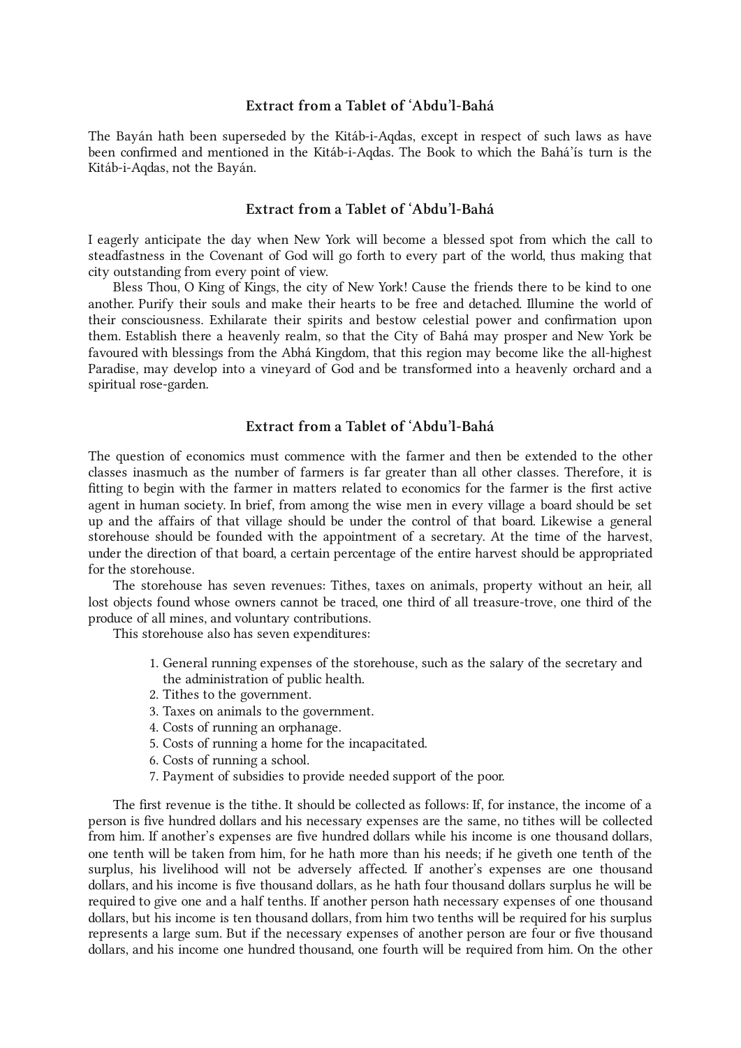### Extract from a Tablet of ‘Abdu’l-Bahá

The Bayán hath been superseded by the Kitáb-i-Aqdas, except in respect of such laws as have been confirmed and mentioned in the Kitáb-i-Aqdas. The Book to which the Bahá’ís turn is the Kitáb-i-Aqdas, not the Bayán.

### Extract from a Tablet of ‘Abdu’l-Bahá

I eagerly anticipate the day when New York will become a blessed spot from which the call to steadfastness in the Covenant of God will go forth to every part of the world, thus making that city outstanding from every point of view.

Bless Thou, O King of Kings, the city of New York! Cause the friends there to be kind to one another. Purify their souls and make their hearts to be free and detached. Illumine the world of their consciousness. Exhilarate their spirits and bestow celestial power and confirmation upon them. Establish there a heavenly realm, so that the City of Bahá may prosper and New York be favoured with blessings from the Abhá Kingdom, that this region may become like the all-highest Paradise, may develop into a vineyard of God and be transformed into a heavenly orchard and a spiritual rose-garden.

### Extract from a Tablet of ‘Abdu’l-Bahá

The question of economics must commence with the farmer and then be extended to the other classes inasmuch as the number of farmers is far greater than all other classes. Therefore, it is fitting to begin with the farmer in matters related to economics for the farmer is the first active agent in human society. In brief, from among the wise men in every village a board should be set up and the affairs of that village should be under the control of that board. Likewise a general storehouse should be founded with the appointment of a secretary. At the time of the harvest, under the direction of that board, a certain percentage of the entire harvest should be appropriated for the storehouse.

The storehouse has seven revenues: Tithes, taxes on animals, property without an heir, all lost objects found whose owners cannot be traced, one third of all treasure-trove, one third of the produce of all mines, and voluntary contributions.

This storehouse also has seven expenditures:

1. General running expenses of the storehouse, such as the salary of the secretary and the administration of public health.
2. Tithes to the government.
3. Taxes on animals to the government.
4. Costs of running an orphanage.
5. Costs of running a home for the incapacitated.
6. Costs of running a school.
7. Payment of subsidies to provide needed support of the poor.

The first revenue is the tithe. It should be collected as follows: If, for instance, the income of a person is five hundred dollars and his necessary expenses are the same, no tithes will be collected from him. If another’s expenses are five hundred dollars while his income is one thousand dollars, one tenth will be taken from him, for he hath more than his needs; if he giveth one tenth of the surplus, his livelihood will not be adversely affected. If another’s expenses are one thousand dollars, and his income is five thousand dollars, as he hath four thousand dollars surplus he will be required to give one and a half tenths. If another person hath necessary expenses of one thousand dollars, but his income is ten thousand dollars, from him two tenths will be required for his surplus represents a large sum. But if the necessary expenses of another person are four or five thousand dollars, and his income one hundred thousand, one fourth will be required from him. On the other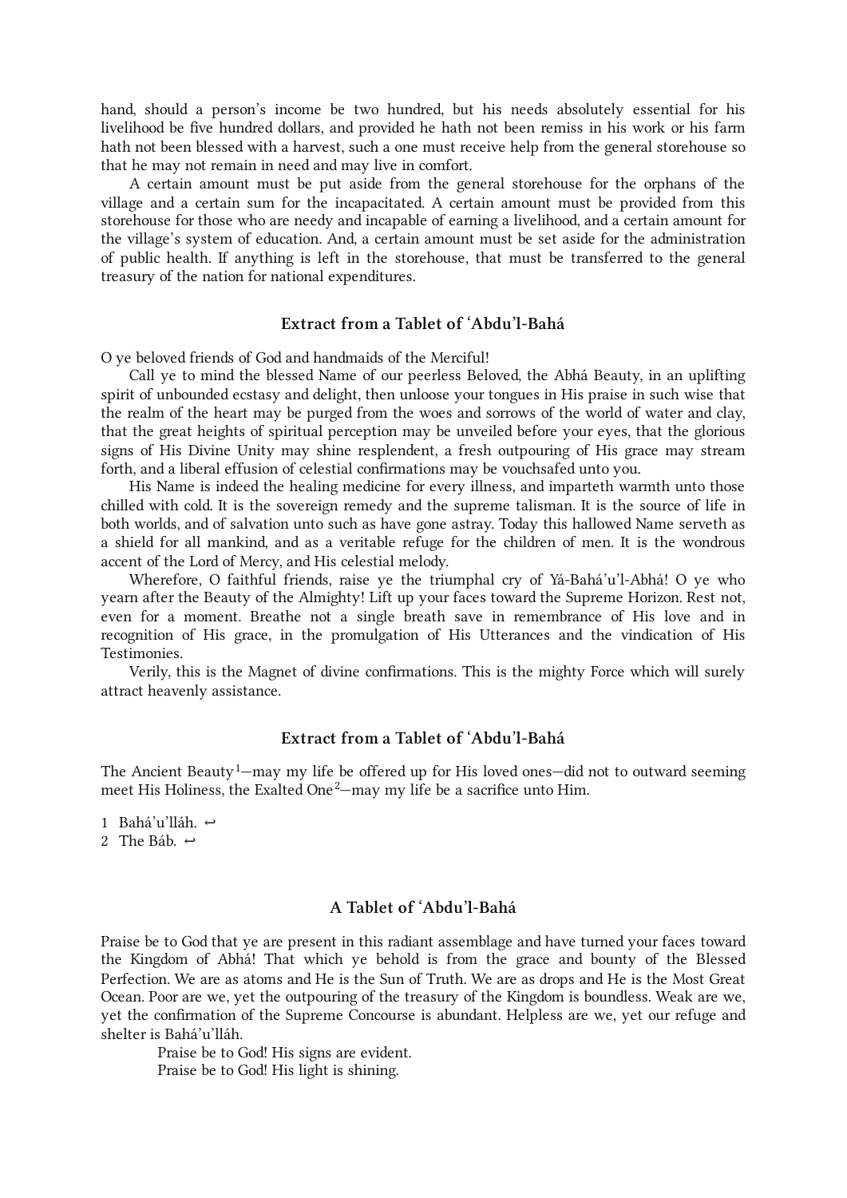hand, should a person's income be two hundred, but his needs absolutely essential for his livelihood be five hundred dollars, and provided he hath not been remiss in his work or his farm hath not been blessed with a harvest, such a one must receive help from the general storehouse so that he may not remain in need and may live in comfort.

A certain amount must be put aside from the general storehouse for the orphans of the village and a certain sum for the incapacitated. A certain amount must be provided from this storehouse for those who are needy and incapable of earning a livelihood, and a certain amount for the village's system of education. And, a certain amount must be set aside for the administration of public health. If anything is left in the storehouse, that must be transferred to the general treasury of the nation for national expenditures.

### Extract from a Tablet of 'Abdu'l-Bahá

O ye beloved friends of God and handmaids of the Merciful!

Call ye to mind the blessed Name of our peerless Beloved, the Abhá Beauty, in an uplifting spirit of unbounded ecstasy and delight, then unloose your tongues in His praise in such wise that the realm of the heart may be purged from the woes and sorrows of the world of water and clay, that the great heights of spiritual perception may be unveiled before your eyes, that the glorious signs of His Divine Unity may shine resplendent, a fresh outpouring of His grace may stream forth, and a liberal effusion of celestial confirmations may be vouchsafed unto you.

His Name is indeed the healing medicine for every illness, and imparteth warmth unto those chilled with cold. It is the sovereign remedy and the supreme talisman. It is the source of life in both worlds, and of salvation unto such as have gone astray. Today this hallowed Name serveth as a shield for all mankind, and as a veritable refuge for the children of men. It is the wondrous accent of the Lord of Mercy, and His celestial melody.

Wherefore, O faithful friends, raise ye the triumphal cry of Yá-Bahá'u'l-Abhá! O ye who yearn after the Beauty of the Almighty! Lift up your faces toward the Supreme Horizon. Rest not, even for a moment. Breathe not a single breath save in remembrance of His love and in recognition of His grace, in the promulgation of His Utterances and the vindication of His Testimonies.

Verily, this is the Magnet of divine confirmations. This is the mighty Force which will surely attract heavenly assistance.

### Extract from a Tablet of 'Abdu'l-Bahá

The Ancient Beauty[1]—may my life be offered up for His loved ones—did not to outward seeming meet His Holiness, the Exalted One[2]—may my life be a sacrifice unto Him.

1 Bahá'u'lláh. ↩
2 The Báb. ↩

### A Tablet of 'Abdu'l-Bahá

Praise be to God that ye are present in this radiant assemblage and have turned your faces toward the Kingdom of Abhá! That which ye behold is from the grace and bounty of the Blessed Perfection. We are as atoms and He is the Sun of Truth. We are as drops and He is the Most Great Ocean. Poor are we, yet the outpouring of the treasury of the Kingdom is boundless. Weak are we, yet the confirmation of the Supreme Concourse is abundant. Helpless are we, yet our refuge and shelter is Bahá'u'lláh.

> Praise be to God! His signs are evident.
> Praise be to God! His light is shining.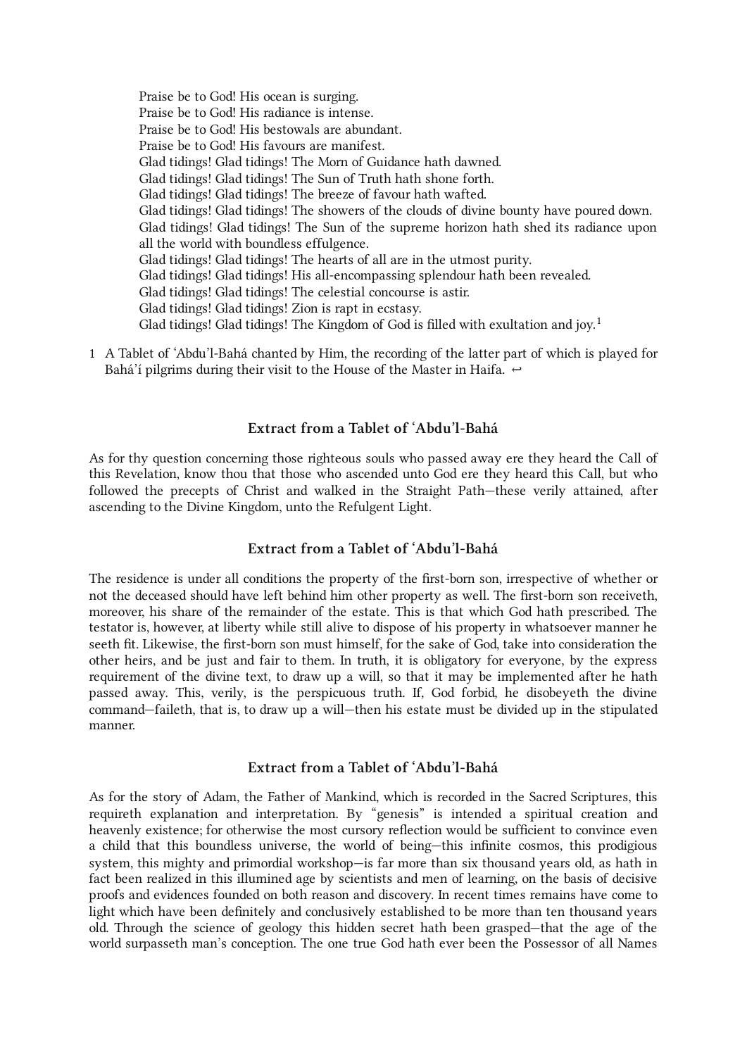Praise be to God! His ocean is surging.
Praise be to God! His radiance is intense.
Praise be to God! His bestowals are abundant.
Praise be to God! His favours are manifest.
Glad tidings! Glad tidings! The Morn of Guidance hath dawned.
Glad tidings! Glad tidings! The Sun of Truth hath shone forth.
Glad tidings! Glad tidings! The breeze of favour hath wafted.
Glad tidings! Glad tidings! The showers of the clouds of divine bounty have poured down.
Glad tidings! Glad tidings! The Sun of the supreme horizon hath shed its radiance upon all the world with boundless effulgence.
Glad tidings! Glad tidings! The hearts of all are in the utmost purity.
Glad tidings! Glad tidings! His all-encompassing splendour hath been revealed.
Glad tidings! Glad tidings! The celestial concourse is astir.
Glad tidings! Glad tidings! Zion is rapt in ecstasy.
Glad tidings! Glad tidings! The Kingdom of God is filled with exultation and joy.[1]

1 A Tablet of ‘Abdu’l-Bahá chanted by Him, the recording of the latter part of which is played for Bahá’í pilgrims during their visit to the House of the Master in Haifa. ↩

### Extract from a Tablet of ‘Abdu’l-Bahá

As for thy question concerning those righteous souls who passed away ere they heard the Call of this Revelation, know thou that those who ascended unto God ere they heard this Call, but who followed the precepts of Christ and walked in the Straight Path—these verily attained, after ascending to the Divine Kingdom, unto the Refulgent Light.

### Extract from a Tablet of ‘Abdu’l-Bahá

The residence is under all conditions the property of the first-born son, irrespective of whether or not the deceased should have left behind him other property as well. The first-born son receiveth, moreover, his share of the remainder of the estate. This is that which God hath prescribed. The testator is, however, at liberty while still alive to dispose of his property in whatsoever manner he seeth fit. Likewise, the first-born son must himself, for the sake of God, take into consideration the other heirs, and be just and fair to them. In truth, it is obligatory for everyone, by the express requirement of the divine text, to draw up a will, so that it may be implemented after he hath passed away. This, verily, is the perspicuous truth. If, God forbid, he disobeyeth the divine command—faileth, that is, to draw up a will—then his estate must be divided up in the stipulated manner.

### Extract from a Tablet of ‘Abdu’l-Bahá

As for the story of Adam, the Father of Mankind, which is recorded in the Sacred Scriptures, this requireth explanation and interpretation. By “genesis” is intended a spiritual creation and heavenly existence; for otherwise the most cursory reflection would be sufficient to convince even a child that this boundless universe, the world of being—this infinite cosmos, this prodigious system, this mighty and primordial workshop—is far more than six thousand years old, as hath in fact been realized in this illumined age by scientists and men of learning, on the basis of decisive proofs and evidences founded on both reason and discovery. In recent times remains have come to light which have been definitely and conclusively established to be more than ten thousand years old. Through the science of geology this hidden secret hath been grasped—that the age of the world surpasseth man’s conception. The one true God hath ever been the Possessor of all Names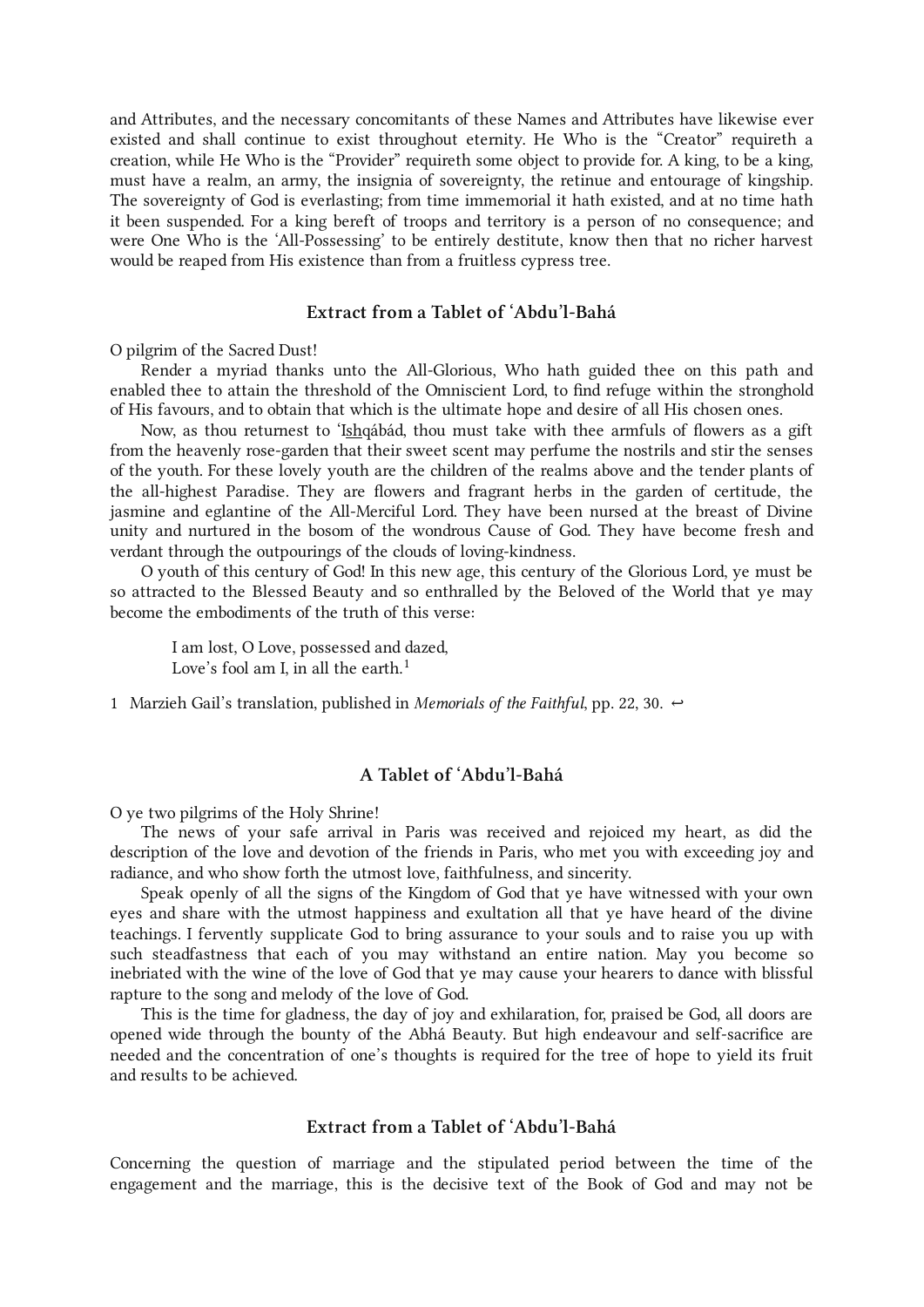and Attributes, and the necessary concomitants of these Names and Attributes have likewise ever existed and shall continue to exist throughout eternity. He Who is the “Creator” requireth a creation, while He Who is the “Provider” requireth some object to provide for. A king, to be a king, must have a realm, an army, the insignia of sovereignty, the retinue and entourage of kingship. The sovereignty of God is everlasting; from time immemorial it hath existed, and at no time hath it been suspended. For a king bereft of troops and territory is a person of no consequence; and were One Who is the ‘All-Possessing’ to be entirely destitute, know then that no richer harvest would be reaped from His existence than from a fruitless cypress tree.

### Extract from a Tablet of ‘Abdu’l-Bahá

O pilgrim of the Sacred Dust!

Render a myriad thanks unto the All-Glorious, Who hath guided thee on this path and enabled thee to attain the threshold of the Omniscient Lord, to find refuge within the stronghold of His favours, and to obtain that which is the ultimate hope and desire of all His chosen ones.

Now, as thou returnest to ‘Ishqábád, thou must take with thee armfuls of flowers as a gift from the heavenly rose-garden that their sweet scent may perfume the nostrils and stir the senses of the youth. For these lovely youth are the children of the realms above and the tender plants of the all-highest Paradise. They are flowers and fragrant herbs in the garden of certitude, the jasmine and eglantine of the All-Merciful Lord. They have been nursed at the breast of Divine unity and nurtured in the bosom of the wondrous Cause of God. They have become fresh and verdant through the outpourings of the clouds of loving-kindness.

O youth of this century of God! In this new age, this century of the Glorious Lord, ye must be so attracted to the Blessed Beauty and so enthralled by the Beloved of the World that ye may become the embodiments of the truth of this verse:

> I am lost, O Love, possessed and dazed,
> Love’s fool am I, in all the earth.[1]

1 Marzieh Gail’s translation, published in *Memorials of the Faithful*, pp. 22, 30. ↩

### A Tablet of ‘Abdu’l-Bahá

O ye two pilgrims of the Holy Shrine!

The news of your safe arrival in Paris was received and rejoiced my heart, as did the description of the love and devotion of the friends in Paris, who met you with exceeding joy and radiance, and who show forth the utmost love, faithfulness, and sincerity.

Speak openly of all the signs of the Kingdom of God that ye have witnessed with your own eyes and share with the utmost happiness and exultation all that ye have heard of the divine teachings. I fervently supplicate God to bring assurance to your souls and to raise you up with such steadfastness that each of you may withstand an entire nation. May you become so inebriated with the wine of the love of God that ye may cause your hearers to dance with blissful rapture to the song and melody of the love of God.

This is the time for gladness, the day of joy and exhilaration, for, praised be God, all doors are opened wide through the bounty of the Abhá Beauty. But high endeavour and self-sacrifice are needed and the concentration of one’s thoughts is required for the tree of hope to yield its fruit and results to be achieved.

### Extract from a Tablet of ‘Abdu’l-Bahá

Concerning the question of marriage and the stipulated period between the time of the engagement and the marriage, this is the decisive text of the Book of God and may not be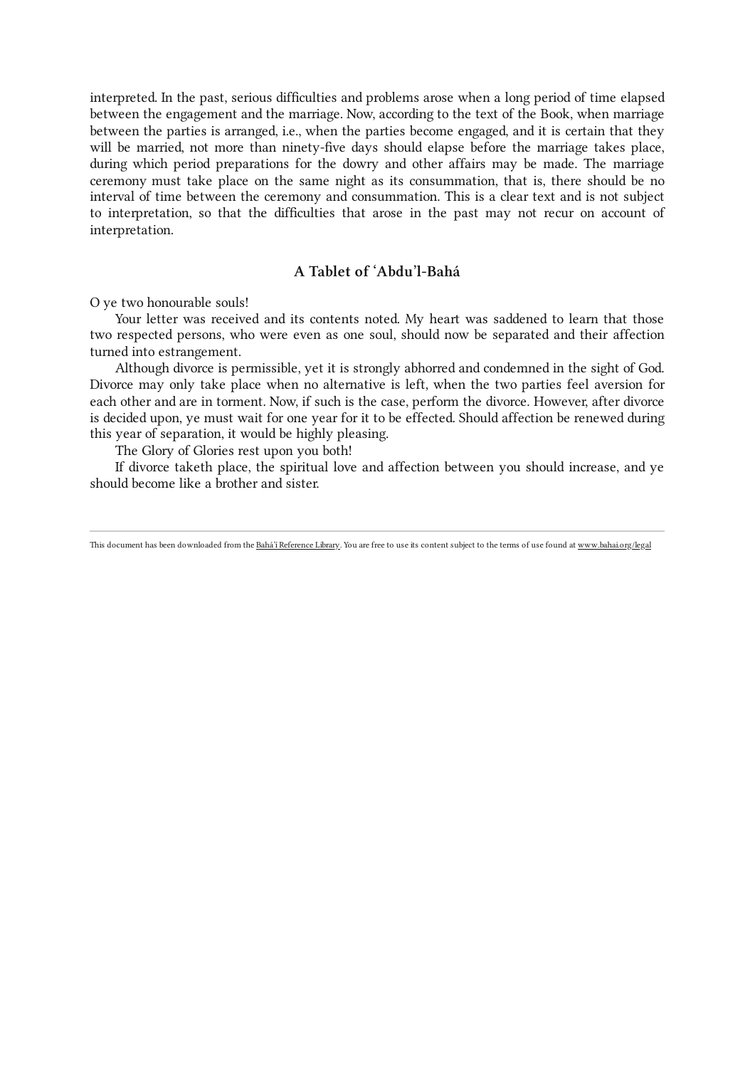interpreted. In the past, serious difficulties and problems arose when a long period of time elapsed between the engagement and the marriage. Now, according to the text of the Book, when marriage between the parties is arranged, i.e., when the parties become engaged, and it is certain that they will be married, not more than ninety-five days should elapse before the marriage takes place, during which period preparations for the dowry and other affairs may be made. The marriage ceremony must take place on the same night as its consummation, that is, there should be no interval of time between the ceremony and consummation. This is a clear text and is not subject to interpretation, so that the difficulties that arose in the past may not recur on account of interpretation.

### A Tablet of ‘Abdu’l-Bahá

O ye two honourable souls!

Your letter was received and its contents noted. My heart was saddened to learn that those two respected persons, who were even as one soul, should now be separated and their affection turned into estrangement.

Although divorce is permissible, yet it is strongly abhorred and condemned in the sight of God. Divorce may only take place when no alternative is left, when the two parties feel aversion for each other and are in torment. Now, if such is the case, perform the divorce. However, after divorce is decided upon, ye must wait for one year for it to be effected. Should affection be renewed during this year of separation, it would be highly pleasing.

The Glory of Glories rest upon you both!

If divorce taketh place, the spiritual love and affection between you should increase, and ye should become like a brother and sister.

This document has been downloaded from the Bahá’í Reference Library. You are free to use its content subject to the terms of use found at www.bahai.org/legal